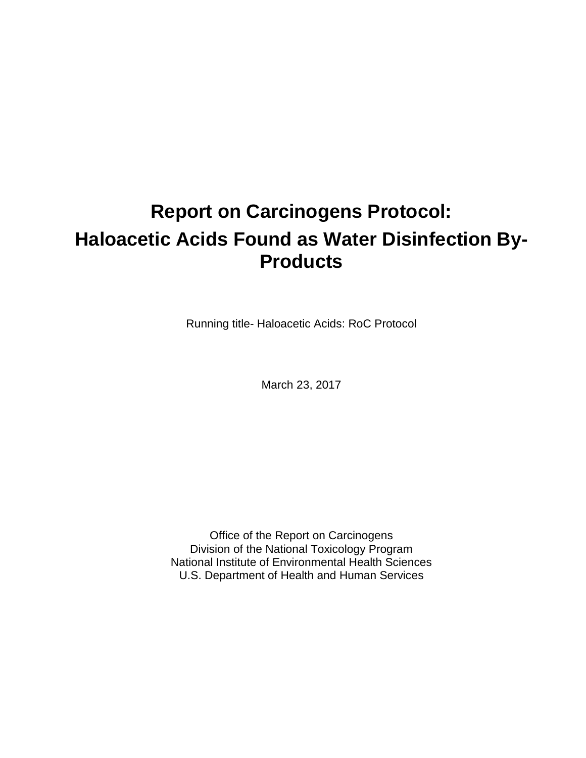# Report on Carcinogens Protocol:

# Haloacetic Acids Found as Water Disinfection By-Products

Running title- Haloacetic Acids: RoC Protocol

March 23, 2017

Office of the Report on Carcinogens
Division of the National Toxicology Program
National Institute of Environmental Health Sciences
U.S. Department of Health and Human Services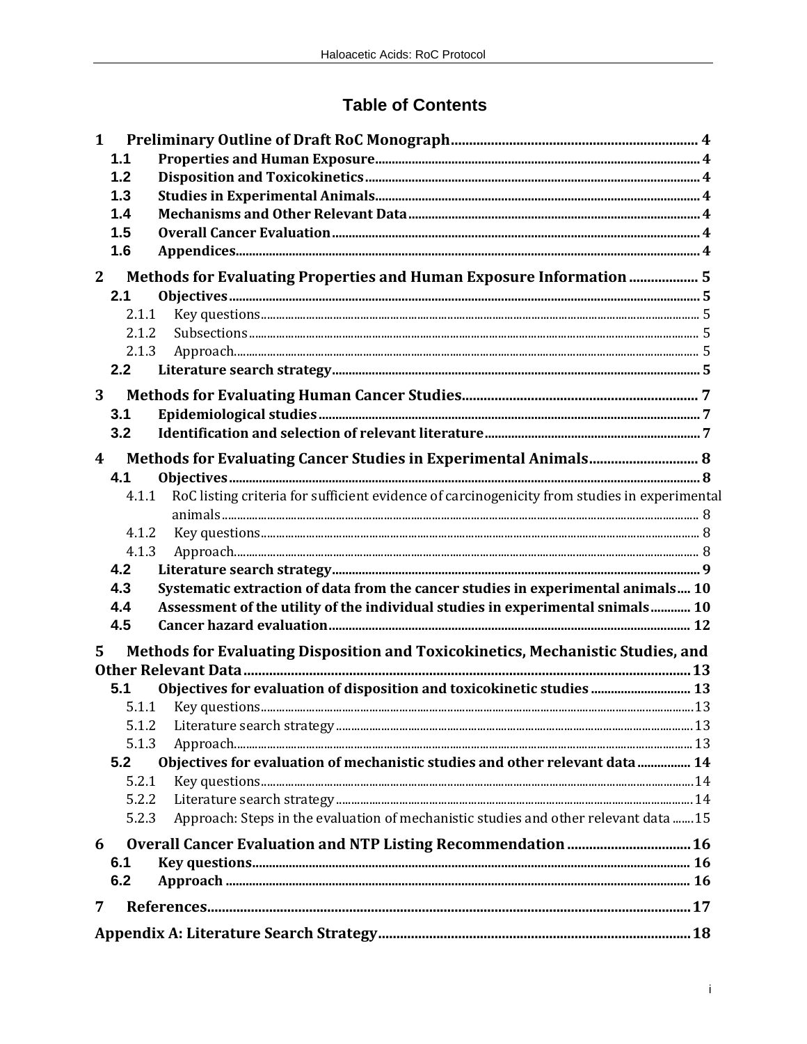## Table of Contents

1 Preliminary Outline of Draft RoC Monograph .... 4
- 1.1 Properties and Human Exposure .... 4
- 1.2 Disposition and Toxicokinetics .... 4
- 1.3 Studies in Experimental Animals .... 4
- 1.4 Mechanisms and Other Relevant Data .... 4
- 1.5 Overall Cancer Evaluation .... 4
- 1.6 Appendices .... 4

2 Methods for Evaluating Properties and Human Exposure Information .... 5
- 2.1 Objectives .... 5
  - 2.1.1 Key questions .... 5
  - 2.1.2 Subsections .... 5
  - 2.1.3 Approach .... 5
- 2.2 Literature search strategy .... 5

3 Methods for Evaluating Human Cancer Studies .... 7
- 3.1 Epidemiological studies .... 7
- 3.2 Identification and selection of relevant literature .... 7

4 Methods for Evaluating Cancer Studies in Experimental Animals .... 8
- 4.1 Objectives .... 8
  - 4.1.1 RoC listing criteria for sufficient evidence of carcinogenicity from studies in experimental animals .... 8
  - 4.1.2 Key questions .... 8
  - 4.1.3 Approach .... 8
- 4.2 Literature search strategy .... 9
- 4.3 Systematic extraction of data from the cancer studies in experimental animals .... 10
- 4.4 Assessment of the utility of the individual studies in experimental snimals .... 10
- 4.5 Cancer hazard evaluation .... 12

5 Methods for Evaluating Disposition and Toxicokinetics, Mechanistic Studies, and Other Relevant Data .... 13
- 5.1 Objectives for evaluation of disposition and toxicokinetic studies .... 13
  - 5.1.1 Key questions .... 13
  - 5.1.2 Literature search strategy .... 13
  - 5.1.3 Approach .... 13
- 5.2 Objectives for evaluation of mechanistic studies and other relevant data .... 14
  - 5.2.1 Key questions .... 14
  - 5.2.2 Literature search strategy .... 14
  - 5.2.3 Approach: Steps in the evaluation of mechanistic studies and other relevant data .... 15

6 Overall Cancer Evaluation and NTP Listing Recommendation .... 16
- 6.1 Key questions .... 16
- 6.2 Approach .... 16

7 References .... 17

Appendix A: Literature Search Strategy .... 18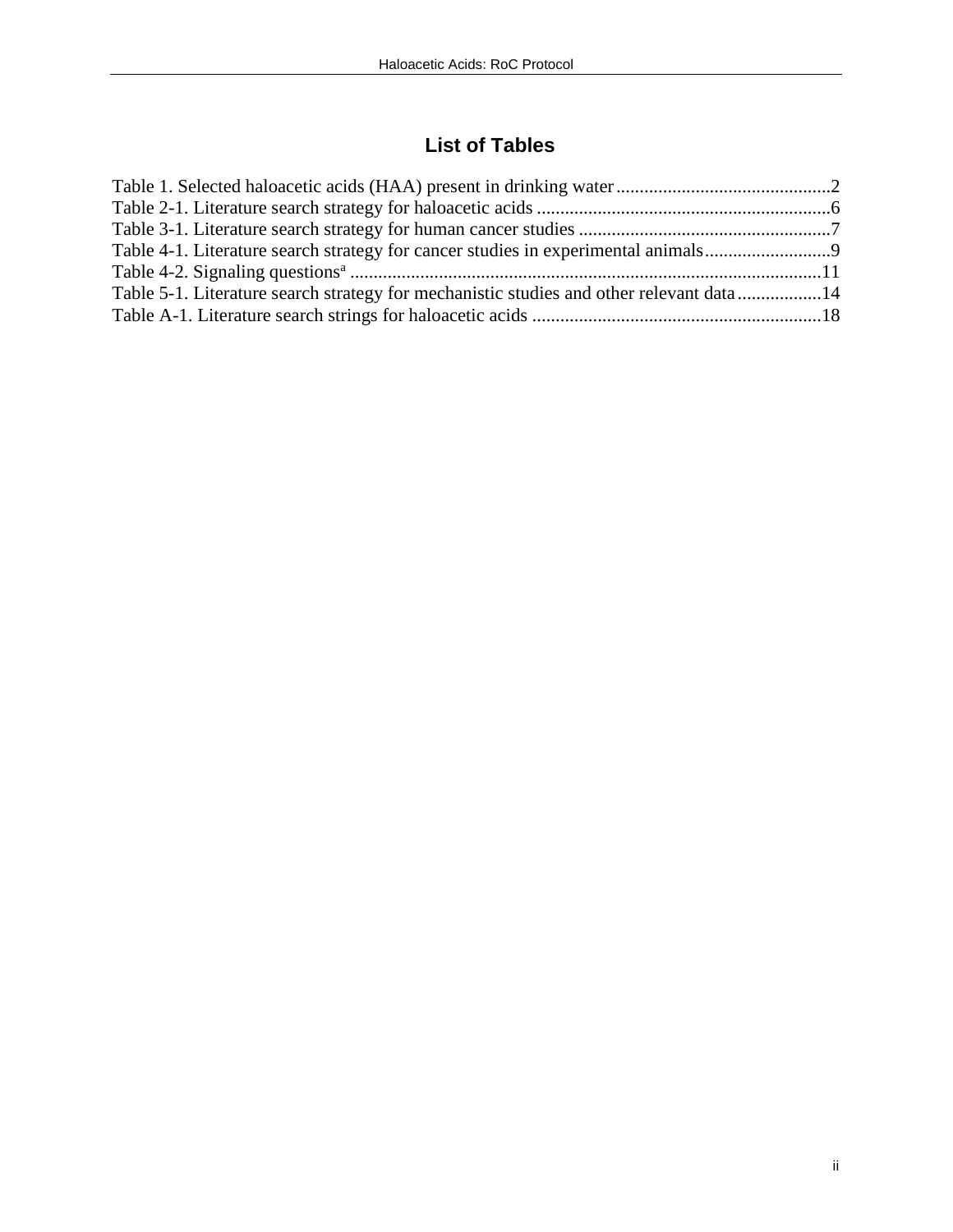# List of Tables

Table 1. Selected haloacetic acids (HAA) present in drinking water .............................................2
Table 2-1. Literature search strategy for haloacetic acids ..............................................................6
Table 3-1. Literature search strategy for human cancer studies ......................................................7
Table 4-1. Literature search strategy for cancer studies in experimental animals...........................9
Table 4-2. Signaling questions[a] ....................................................................................................11
Table 5-1. Literature search strategy for mechanistic studies and other relevant data ..................14
Table A-1. Literature search strings for haloacetic acids .............................................................18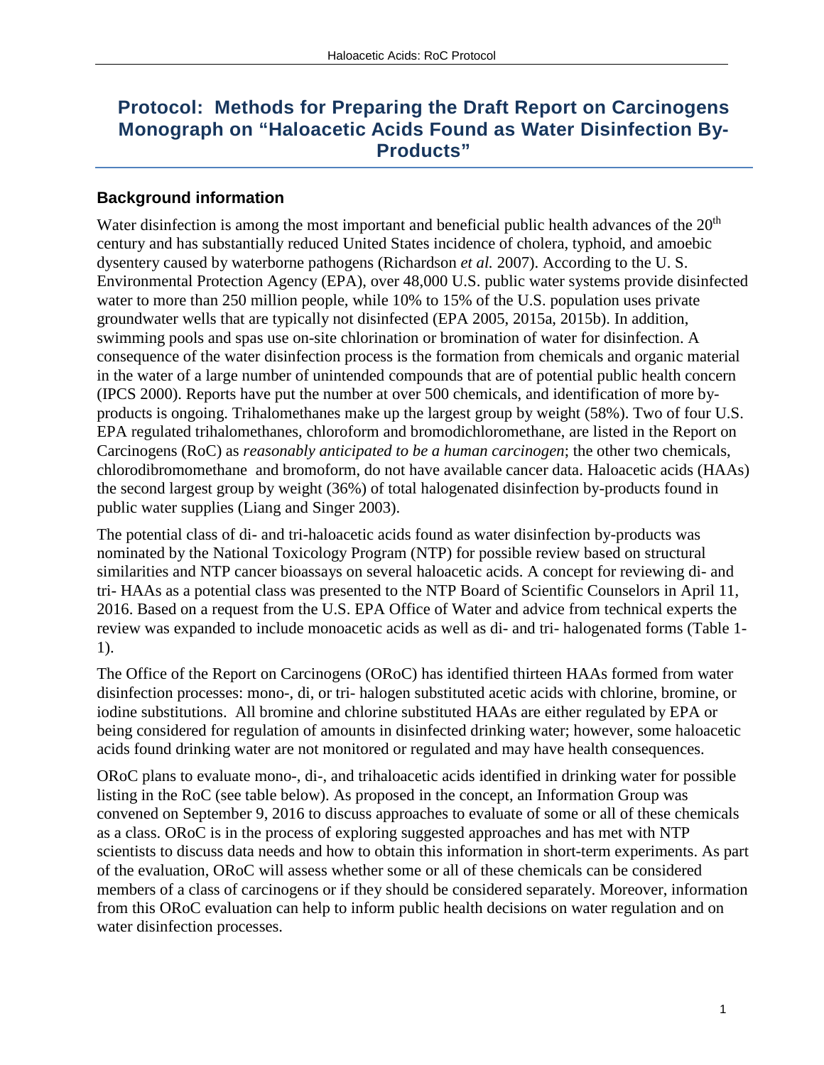# Protocol: Methods for Preparing the Draft Report on Carcinogens Monograph on "Haloacetic Acids Found as Water Disinfection By-Products"

## Background information

Water disinfection is among the most important and beneficial public health advances of the 20th century and has substantially reduced United States incidence of cholera, typhoid, and amoebic dysentery caused by waterborne pathogens (Richardson *et al.* 2007). According to the U. S. Environmental Protection Agency (EPA), over 48,000 U.S. public water systems provide disinfected water to more than 250 million people, while 10% to 15% of the U.S. population uses private groundwater wells that are typically not disinfected (EPA 2005, 2015a, 2015b). In addition, swimming pools and spas use on-site chlorination or bromination of water for disinfection. A consequence of the water disinfection process is the formation from chemicals and organic material in the water of a large number of unintended compounds that are of potential public health concern (IPCS 2000). Reports have put the number at over 500 chemicals, and identification of more by-products is ongoing. Trihalomethanes make up the largest group by weight (58%). Two of four U.S. EPA regulated trihalomethanes, chloroform and bromodichloromethane, are listed in the Report on Carcinogens (RoC) as *reasonably anticipated to be a human carcinogen*; the other two chemicals, chlorodibromomethane and bromoform, do not have available cancer data. Haloacetic acids (HAAs) the second largest group by weight (36%) of total halogenated disinfection by-products found in public water supplies (Liang and Singer 2003).

The potential class of di- and tri-haloacetic acids found as water disinfection by-products was nominated by the National Toxicology Program (NTP) for possible review based on structural similarities and NTP cancer bioassays on several haloacetic acids. A concept for reviewing di- and tri- HAAs as a potential class was presented to the NTP Board of Scientific Counselors in April 11, 2016. Based on a request from the U.S. EPA Office of Water and advice from technical experts the review was expanded to include monoacetic acids as well as di- and tri- halogenated forms (Table 1-1).

The Office of the Report on Carcinogens (ORoC) has identified thirteen HAAs formed from water disinfection processes: mono-, di, or tri- halogen substituted acetic acids with chlorine, bromine, or iodine substitutions. All bromine and chlorine substituted HAAs are either regulated by EPA or being considered for regulation of amounts in disinfected drinking water; however, some haloacetic acids found drinking water are not monitored or regulated and may have health consequences.

ORoC plans to evaluate mono-, di-, and trihaloacetic acids identified in drinking water for possible listing in the RoC (see table below). As proposed in the concept, an Information Group was convened on September 9, 2016 to discuss approaches to evaluate of some or all of these chemicals as a class. ORoC is in the process of exploring suggested approaches and has met with NTP scientists to discuss data needs and how to obtain this information in short-term experiments. As part of the evaluation, ORoC will assess whether some or all of these chemicals can be considered members of a class of carcinogens or if they should be considered separately. Moreover, information from this ORoC evaluation can help to inform public health decisions on water regulation and on water disinfection processes.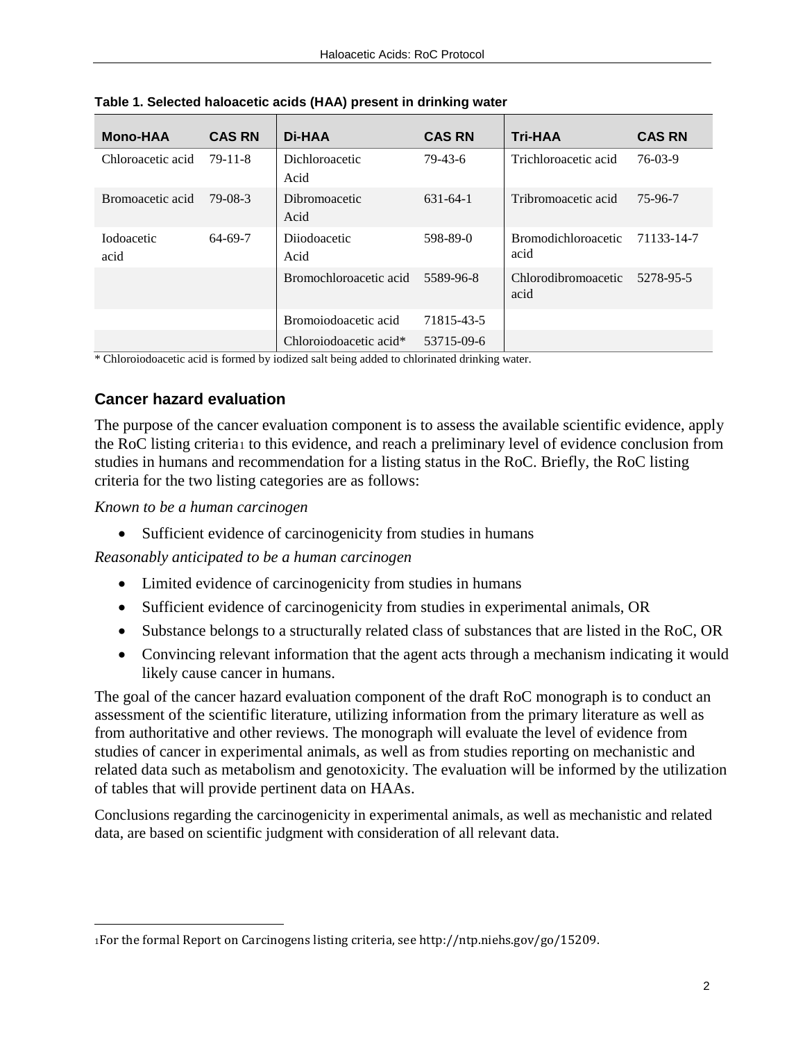**Table 1. Selected haloacetic acids (HAA) present in drinking water**

| Mono-HAA | CAS RN | Di-HAA | CAS RN | Tri-HAA | CAS RN |
|---|---|---|---|---|---|
| Chloroacetic acid | 79-11-8 | Dichloroacetic Acid | 79-43-6 | Trichloroacetic acid | 76-03-9 |
| Bromoacetic acid | 79-08-3 | Dibromoacetic Acid | 631-64-1 | Tribromoacetic acid | 75-96-7 |
| Iodoacetic acid | 64-69-7 | Diiodoacetic Acid | 598-89-0 | Bromodichloroacetic acid | 71133-14-7 |
| | | Bromochloroacetic acid | 5589-96-8 | Chlorodibromoacetic acid | 5278-95-5 |
| | | Bromoiodoacetic acid | 71815-43-5 | | |
| | | Chloroiodoacetic acid* | 53715-09-6 | | |

\* Chloroiodoacetic acid is formed by iodized salt being added to chlorinated drinking water.

## Cancer hazard evaluation

The purpose of the cancer evaluation component is to assess the available scientific evidence, apply the RoC listing criteria[1] to this evidence, and reach a preliminary level of evidence conclusion from studies in humans and recommendation for a listing status in the RoC. Briefly, the RoC listing criteria for the two listing categories are as follows:

*Known to be a human carcinogen*

- Sufficient evidence of carcinogenicity from studies in humans

*Reasonably anticipated to be a human carcinogen*

- Limited evidence of carcinogenicity from studies in humans
- Sufficient evidence of carcinogenicity from studies in experimental animals, OR
- Substance belongs to a structurally related class of substances that are listed in the RoC, OR
- Convincing relevant information that the agent acts through a mechanism indicating it would likely cause cancer in humans.

The goal of the cancer hazard evaluation component of the draft RoC monograph is to conduct an assessment of the scientific literature, utilizing information from the primary literature as well as from authoritative and other reviews. The monograph will evaluate the level of evidence from studies of cancer in experimental animals, as well as from studies reporting on mechanistic and related data such as metabolism and genotoxicity. The evaluation will be informed by the utilization of tables that will provide pertinent data on HAAs.

Conclusions regarding the carcinogenicity in experimental animals, as well as mechanistic and related data, are based on scientific judgment with consideration of all relevant data.

[1] For the formal Report on Carcinogens listing criteria, see http://ntp.niehs.gov/go/15209.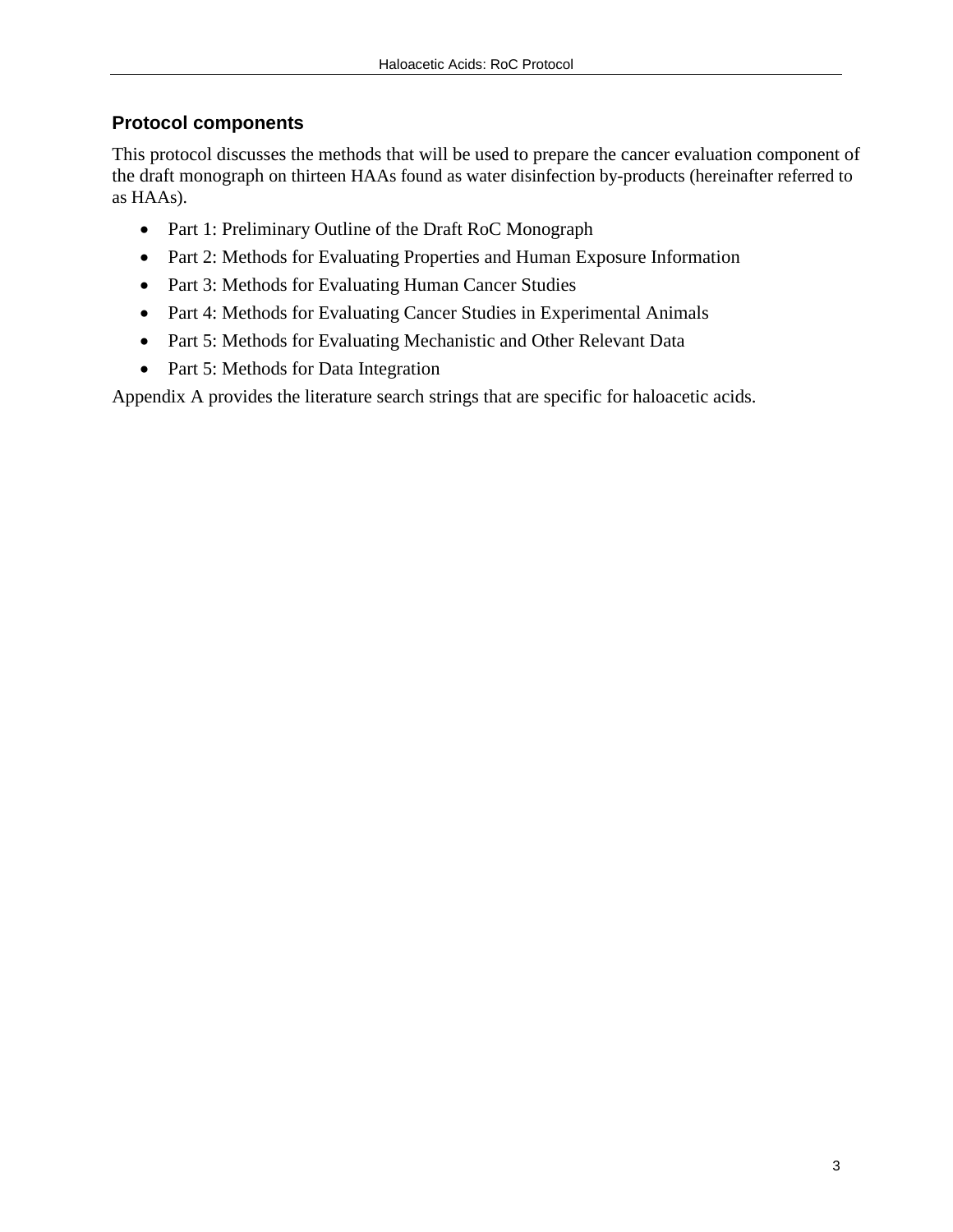### Protocol components

This protocol discusses the methods that will be used to prepare the cancer evaluation component of the draft monograph on thirteen HAAs found as water disinfection by-products (hereinafter referred to as HAAs).

- Part 1: Preliminary Outline of the Draft RoC Monograph
- Part 2: Methods for Evaluating Properties and Human Exposure Information
- Part 3: Methods for Evaluating Human Cancer Studies
- Part 4: Methods for Evaluating Cancer Studies in Experimental Animals
- Part 5: Methods for Evaluating Mechanistic and Other Relevant Data
- Part 5: Methods for Data Integration

Appendix A provides the literature search strings that are specific for haloacetic acids.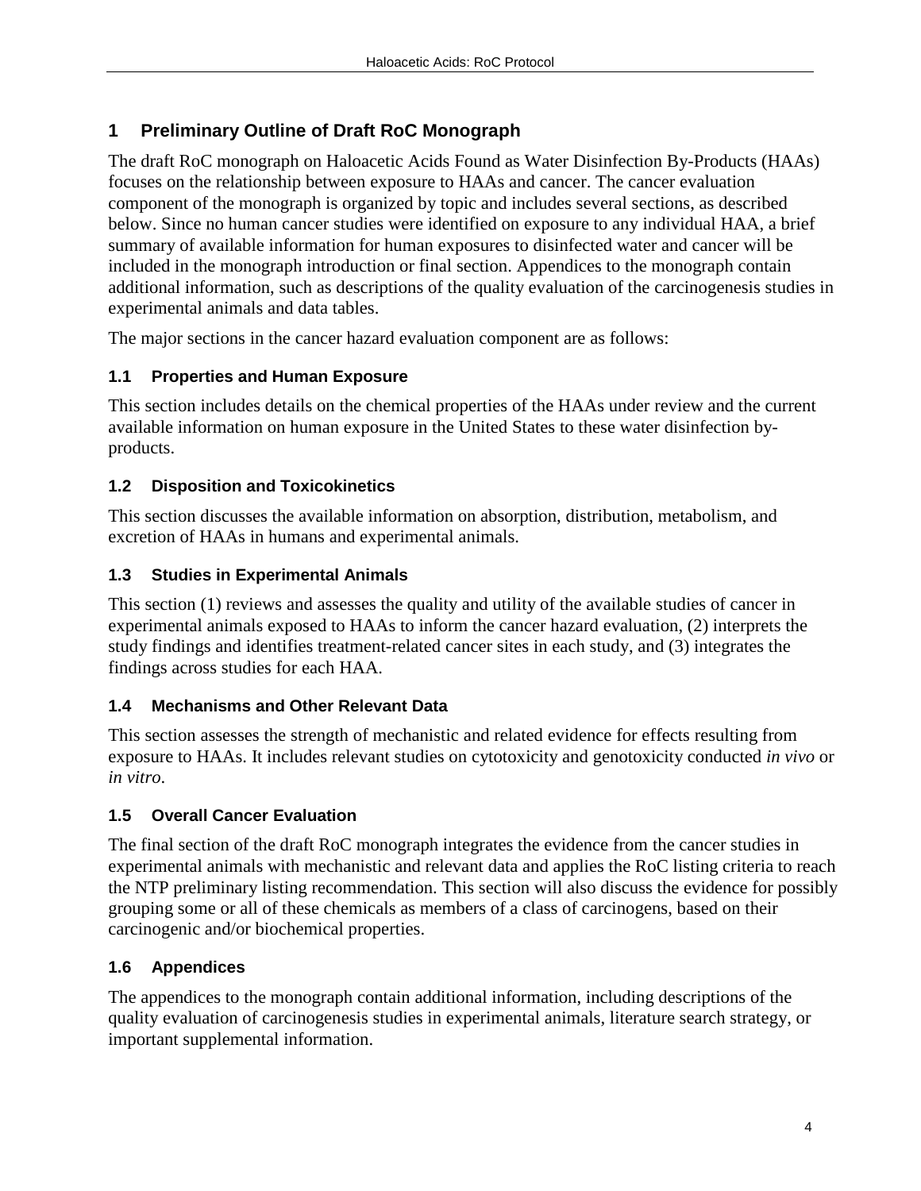# 1 Preliminary Outline of Draft RoC Monograph

The draft RoC monograph on Haloacetic Acids Found as Water Disinfection By-Products (HAAs) focuses on the relationship between exposure to HAAs and cancer. The cancer evaluation component of the monograph is organized by topic and includes several sections, as described below. Since no human cancer studies were identified on exposure to any individual HAA, a brief summary of available information for human exposures to disinfected water and cancer will be included in the monograph introduction or final section. Appendices to the monograph contain additional information, such as descriptions of the quality evaluation of the carcinogenesis studies in experimental animals and data tables.

The major sections in the cancer hazard evaluation component are as follows:

## 1.1 Properties and Human Exposure

This section includes details on the chemical properties of the HAAs under review and the current available information on human exposure in the United States to these water disinfection by-products.

## 1.2 Disposition and Toxicokinetics

This section discusses the available information on absorption, distribution, metabolism, and excretion of HAAs in humans and experimental animals.

## 1.3 Studies in Experimental Animals

This section (1) reviews and assesses the quality and utility of the available studies of cancer in experimental animals exposed to HAAs to inform the cancer hazard evaluation, (2) interprets the study findings and identifies treatment-related cancer sites in each study, and (3) integrates the findings across studies for each HAA.

## 1.4 Mechanisms and Other Relevant Data

This section assesses the strength of mechanistic and related evidence for effects resulting from exposure to HAAs. It includes relevant studies on cytotoxicity and genotoxicity conducted *in vivo* or *in vitro*.

## 1.5 Overall Cancer Evaluation

The final section of the draft RoC monograph integrates the evidence from the cancer studies in experimental animals with mechanistic and relevant data and applies the RoC listing criteria to reach the NTP preliminary listing recommendation. This section will also discuss the evidence for possibly grouping some or all of these chemicals as members of a class of carcinogens, based on their carcinogenic and/or biochemical properties.

## 1.6 Appendices

The appendices to the monograph contain additional information, including descriptions of the quality evaluation of carcinogenesis studies in experimental animals, literature search strategy, or important supplemental information.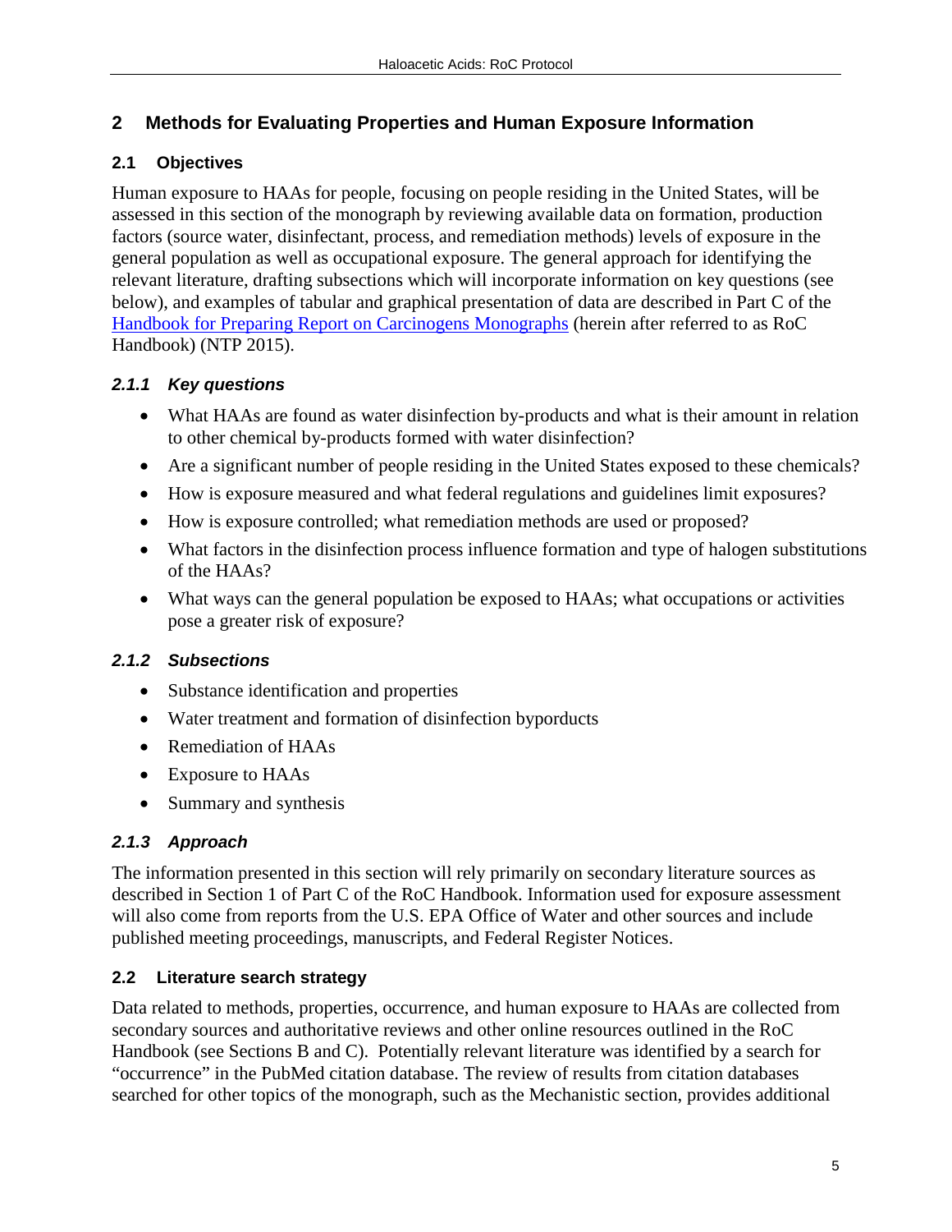# 2 Methods for Evaluating Properties and Human Exposure Information

## 2.1 Objectives

Human exposure to HAAs for people, focusing on people residing in the United States, will be assessed in this section of the monograph by reviewing available data on formation, production factors (source water, disinfectant, process, and remediation methods) levels of exposure in the general population as well as occupational exposure. The general approach for identifying the relevant literature, drafting subsections which will incorporate information on key questions (see below), and examples of tabular and graphical presentation of data are described in Part C of the Handbook for Preparing Report on Carcinogens Monographs (herein after referred to as RoC Handbook) (NTP 2015).

### *2.1.1 Key questions*

- What HAAs are found as water disinfection by-products and what is their amount in relation to other chemical by-products formed with water disinfection?
- Are a significant number of people residing in the United States exposed to these chemicals?
- How is exposure measured and what federal regulations and guidelines limit exposures?
- How is exposure controlled; what remediation methods are used or proposed?
- What factors in the disinfection process influence formation and type of halogen substitutions of the HAAs?
- What ways can the general population be exposed to HAAs; what occupations or activities pose a greater risk of exposure?

### *2.1.2 Subsections*

- Substance identification and properties
- Water treatment and formation of disinfection byporducts
- Remediation of HAAs
- Exposure to HAAs
- Summary and synthesis

### *2.1.3 Approach*

The information presented in this section will rely primarily on secondary literature sources as described in Section 1 of Part C of the RoC Handbook. Information used for exposure assessment will also come from reports from the U.S. EPA Office of Water and other sources and include published meeting proceedings, manuscripts, and Federal Register Notices.

## 2.2 Literature search strategy

Data related to methods, properties, occurrence, and human exposure to HAAs are collected from secondary sources and authoritative reviews and other online resources outlined in the RoC Handbook (see Sections B and C). Potentially relevant literature was identified by a search for "occurrence" in the PubMed citation database. The review of results from citation databases searched for other topics of the monograph, such as the Mechanistic section, provides additional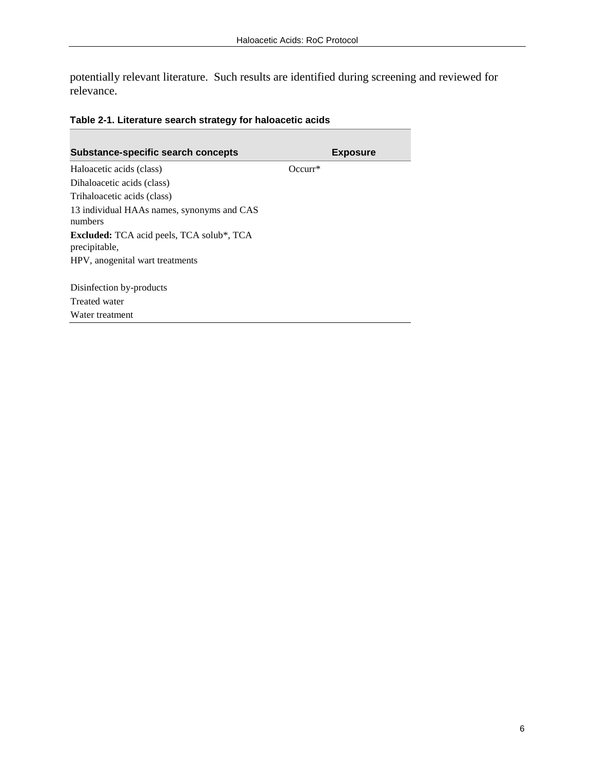potentially relevant literature. Such results are identified during screening and reviewed for relevance.

**Table 2-1. Literature search strategy for haloacetic acids**

| Substance-specific search concepts | Exposure |
|---|---|
| Haloacetic acids (class) | Occurr* |
| Dihaloacetic acids (class) | |
| Trihaloacetic acids (class) | |
| 13 individual HAAs names, synonyms and CAS numbers | |
| **Excluded:** TCA acid peels, TCA solub*, TCA precipitable, | |
| HPV, anogenital wart treatments | |
| | |
| Disinfection by-products | |
| Treated water | |
| Water treatment | |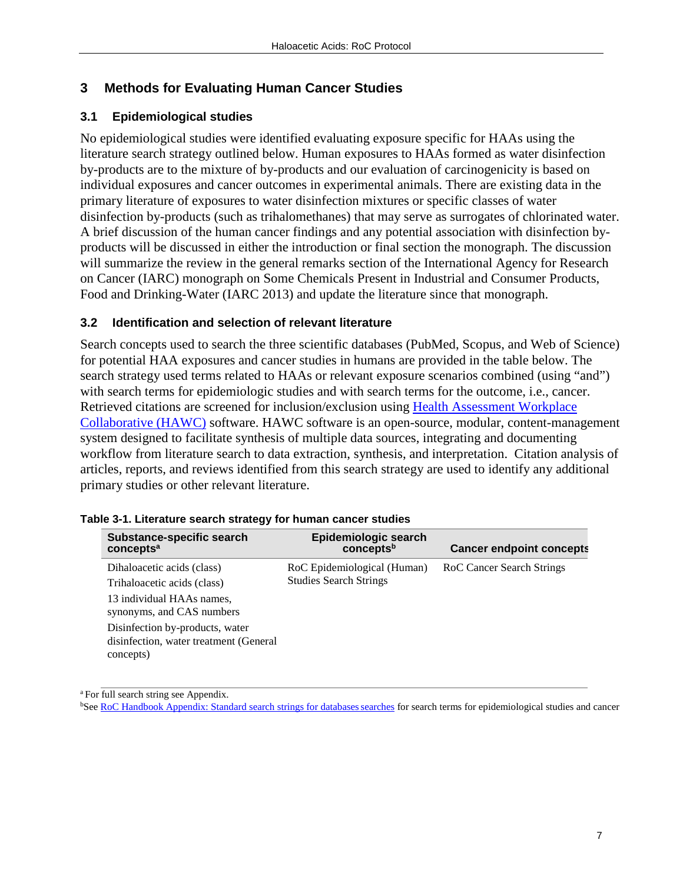# 3 Methods for Evaluating Human Cancer Studies

## 3.1 Epidemiological studies

No epidemiological studies were identified evaluating exposure specific for HAAs using the literature search strategy outlined below. Human exposures to HAAs formed as water disinfection by-products are to the mixture of by-products and our evaluation of carcinogenicity is based on individual exposures and cancer outcomes in experimental animals. There are existing data in the primary literature of exposures to water disinfection mixtures or specific classes of water disinfection by-products (such as trihalomethanes) that may serve as surrogates of chlorinated water. A brief discussion of the human cancer findings and any potential association with disinfection by-products will be discussed in either the introduction or final section the monograph. The discussion will summarize the review in the general remarks section of the International Agency for Research on Cancer (IARC) monograph on Some Chemicals Present in Industrial and Consumer Products, Food and Drinking-Water (IARC 2013) and update the literature since that monograph.

## 3.2 Identification and selection of relevant literature

Search concepts used to search the three scientific databases (PubMed, Scopus, and Web of Science) for potential HAA exposures and cancer studies in humans are provided in the table below. The search strategy used terms related to HAAs or relevant exposure scenarios combined (using "and") with search terms for epidemiologic studies and with search terms for the outcome, i.e., cancer. Retrieved citations are screened for inclusion/exclusion using Health Assessment Workplace Collaborative (HAWC) software. HAWC software is an open-source, modular, content-management system designed to facilitate synthesis of multiple data sources, integrating and documenting workflow from literature search to data extraction, synthesis, and interpretation. Citation analysis of articles, reports, and reviews identified from this search strategy are used to identify any additional primary studies or other relevant literature.

**Table 3-1. Literature search strategy for human cancer studies**

| Substance-specific search concepts[a] | Epidemiologic search concepts[b] | Cancer endpoint concepts |
|---|---|---|
| Dihaloacetic acids (class)<br>Trihaloacetic acids (class)<br>13 individual HAAs names, synonyms, and CAS numbers<br>Disinfection by-products, water disinfection, water treatment (General concepts) | RoC Epidemiological (Human) Studies Search Strings | RoC Cancer Search Strings |

[a] For full search string see Appendix.

[b] See RoC Handbook Appendix: Standard search strings for databases searches for search terms for epidemiological studies and cancer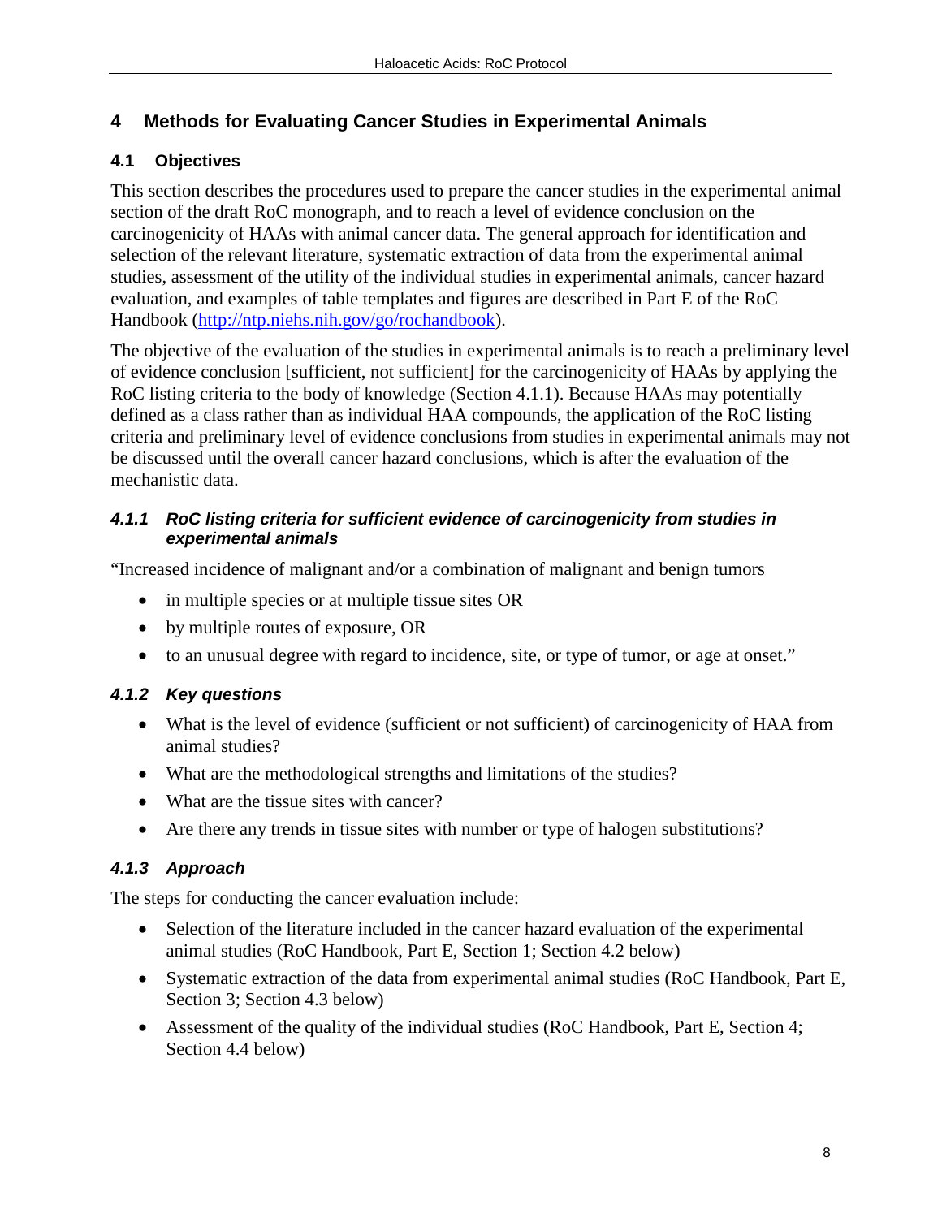# 4 Methods for Evaluating Cancer Studies in Experimental Animals

## 4.1 Objectives

This section describes the procedures used to prepare the cancer studies in the experimental animal section of the draft RoC monograph, and to reach a level of evidence conclusion on the carcinogenicity of HAAs with animal cancer data. The general approach for identification and selection of the relevant literature, systematic extraction of data from the experimental animal studies, assessment of the utility of the individual studies in experimental animals, cancer hazard evaluation, and examples of table templates and figures are described in Part E of the RoC Handbook (http://ntp.niehs.nih.gov/go/rochandbook).

The objective of the evaluation of the studies in experimental animals is to reach a preliminary level of evidence conclusion [sufficient, not sufficient] for the carcinogenicity of HAAs by applying the RoC listing criteria to the body of knowledge (Section 4.1.1). Because HAAs may potentially defined as a class rather than as individual HAA compounds, the application of the RoC listing criteria and preliminary level of evidence conclusions from studies in experimental animals may not be discussed until the overall cancer hazard conclusions, which is after the evaluation of the mechanistic data.

### *4.1.1 RoC listing criteria for sufficient evidence of carcinogenicity from studies in experimental animals*

"Increased incidence of malignant and/or a combination of malignant and benign tumors

- in multiple species or at multiple tissue sites OR
- by multiple routes of exposure, OR
- to an unusual degree with regard to incidence, site, or type of tumor, or age at onset."

### *4.1.2 Key questions*

- What is the level of evidence (sufficient or not sufficient) of carcinogenicity of HAA from animal studies?
- What are the methodological strengths and limitations of the studies?
- What are the tissue sites with cancer?
- Are there any trends in tissue sites with number or type of halogen substitutions?

### *4.1.3 Approach*

The steps for conducting the cancer evaluation include:

- Selection of the literature included in the cancer hazard evaluation of the experimental animal studies (RoC Handbook, Part E, Section 1; Section 4.2 below)
- Systematic extraction of the data from experimental animal studies (RoC Handbook, Part E, Section 3; Section 4.3 below)
- Assessment of the quality of the individual studies (RoC Handbook, Part E, Section 4; Section 4.4 below)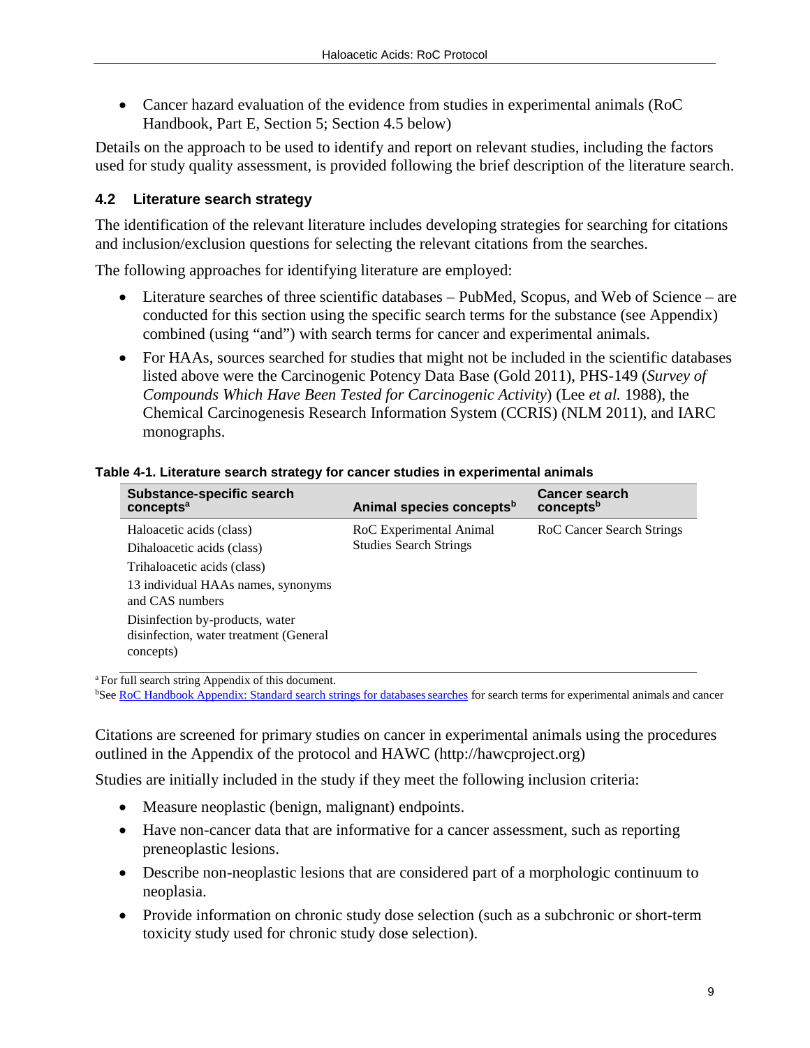- Cancer hazard evaluation of the evidence from studies in experimental animals (RoC Handbook, Part E, Section 5; Section 4.5 below)

Details on the approach to be used to identify and report on relevant studies, including the factors used for study quality assessment, is provided following the brief description of the literature search.

### 4.2 Literature search strategy

The identification of the relevant literature includes developing strategies for searching for citations and inclusion/exclusion questions for selecting the relevant citations from the searches.

The following approaches for identifying literature are employed:

- Literature searches of three scientific databases – PubMed, Scopus, and Web of Science – are conducted for this section using the specific search terms for the substance (see Appendix) combined (using "and") with search terms for cancer and experimental animals.
- For HAAs, sources searched for studies that might not be included in the scientific databases listed above were the Carcinogenic Potency Data Base (Gold 2011), PHS-149 (*Survey of Compounds Which Have Been Tested for Carcinogenic Activity*) (Lee *et al.* 1988), the Chemical Carcinogenesis Research Information System (CCRIS) (NLM 2011), and IARC monographs.

**Table 4-1. Literature search strategy for cancer studies in experimental animals**

| Substance-specific search concepts[a] | Animal species concepts[b] | Cancer search concepts[b] |
|---|---|---|
| Haloacetic acids (class)<br>Dihaloacetic acids (class)<br>Trihaloacetic acids (class)<br>13 individual HAAs names, synonyms and CAS numbers<br>Disinfection by-products, water disinfection, water treatment (General concepts) | RoC Experimental Animal Studies Search Strings | RoC Cancer Search Strings |

[a] For full search string Appendix of this document.
[b]See RoC Handbook Appendix: Standard search strings for databases searches for search terms for experimental animals and cancer

Citations are screened for primary studies on cancer in experimental animals using the procedures outlined in the Appendix of the protocol and HAWC (http://hawcproject.org)

Studies are initially included in the study if they meet the following inclusion criteria:

- Measure neoplastic (benign, malignant) endpoints.
- Have non-cancer data that are informative for a cancer assessment, such as reporting preneoplastic lesions.
- Describe non-neoplastic lesions that are considered part of a morphologic continuum to neoplasia.
- Provide information on chronic study dose selection (such as a subchronic or short-term toxicity study used for chronic study dose selection).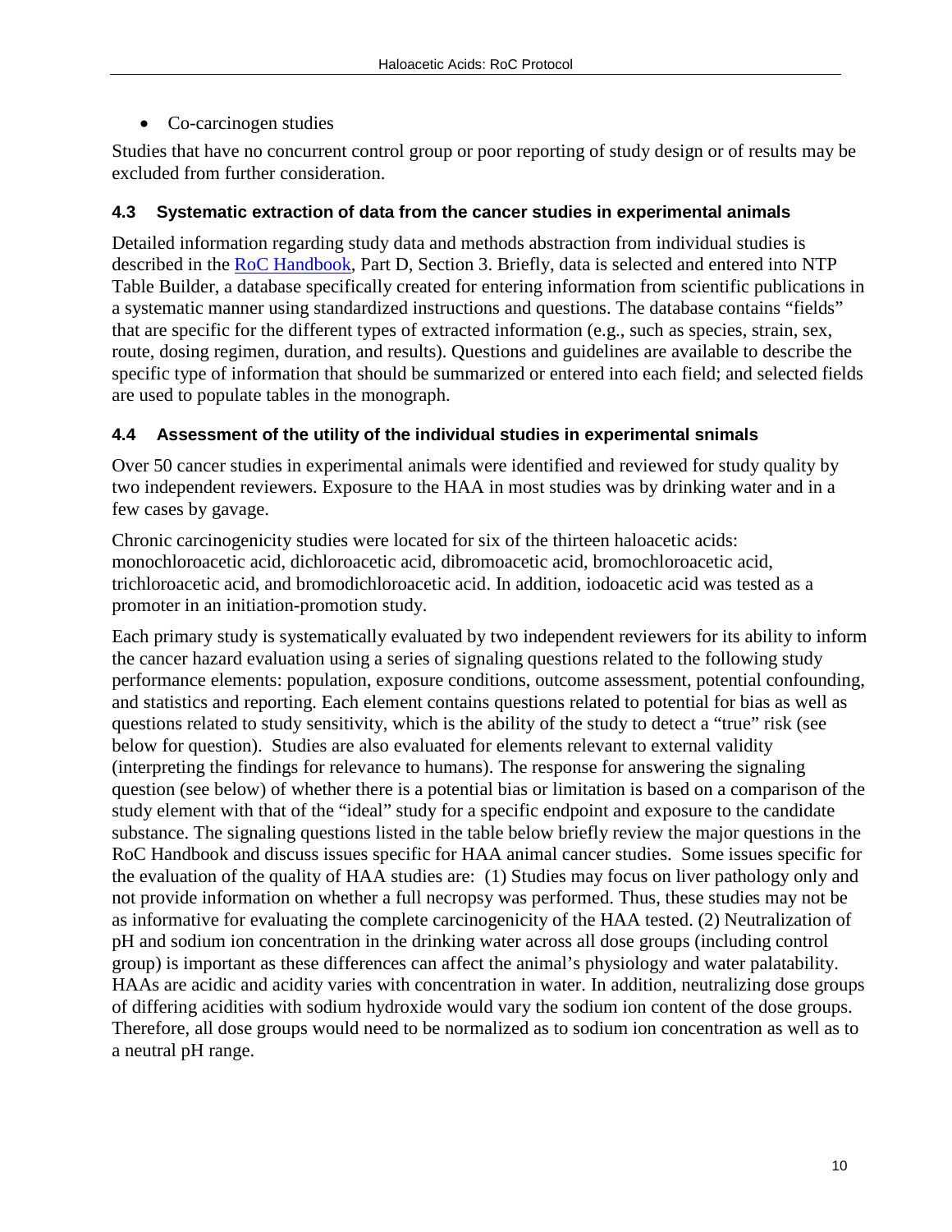- Co-carcinogen studies

Studies that have no concurrent control group or poor reporting of study design or of results may be excluded from further consideration.

### 4.3 Systematic extraction of data from the cancer studies in experimental animals

Detailed information regarding study data and methods abstraction from individual studies is described in the RoC Handbook, Part D, Section 3. Briefly, data is selected and entered into NTP Table Builder, a database specifically created for entering information from scientific publications in a systematic manner using standardized instructions and questions. The database contains "fields" that are specific for the different types of extracted information (e.g., such as species, strain, sex, route, dosing regimen, duration, and results). Questions and guidelines are available to describe the specific type of information that should be summarized or entered into each field; and selected fields are used to populate tables in the monograph.

### 4.4 Assessment of the utility of the individual studies in experimental snimals

Over 50 cancer studies in experimental animals were identified and reviewed for study quality by two independent reviewers. Exposure to the HAA in most studies was by drinking water and in a few cases by gavage.

Chronic carcinogenicity studies were located for six of the thirteen haloacetic acids: monochloroacetic acid, dichloroacetic acid, dibromoacetic acid, bromochloroacetic acid, trichloroacetic acid, and bromodichloroacetic acid. In addition, iodoacetic acid was tested as a promoter in an initiation-promotion study.

Each primary study is systematically evaluated by two independent reviewers for its ability to inform the cancer hazard evaluation using a series of signaling questions related to the following study performance elements: population, exposure conditions, outcome assessment, potential confounding, and statistics and reporting. Each element contains questions related to potential for bias as well as questions related to study sensitivity, which is the ability of the study to detect a "true" risk (see below for question). Studies are also evaluated for elements relevant to external validity (interpreting the findings for relevance to humans). The response for answering the signaling question (see below) of whether there is a potential bias or limitation is based on a comparison of the study element with that of the "ideal" study for a specific endpoint and exposure to the candidate substance. The signaling questions listed in the table below briefly review the major questions in the RoC Handbook and discuss issues specific for HAA animal cancer studies. Some issues specific for the evaluation of the quality of HAA studies are: (1) Studies may focus on liver pathology only and not provide information on whether a full necropsy was performed. Thus, these studies may not be as informative for evaluating the complete carcinogenicity of the HAA tested. (2) Neutralization of pH and sodium ion concentration in the drinking water across all dose groups (including control group) is important as these differences can affect the animal's physiology and water palatability. HAAs are acidic and acidity varies with concentration in water. In addition, neutralizing dose groups of differing acidities with sodium hydroxide would vary the sodium ion content of the dose groups. Therefore, all dose groups would need to be normalized as to sodium ion concentration as well as to a neutral pH range.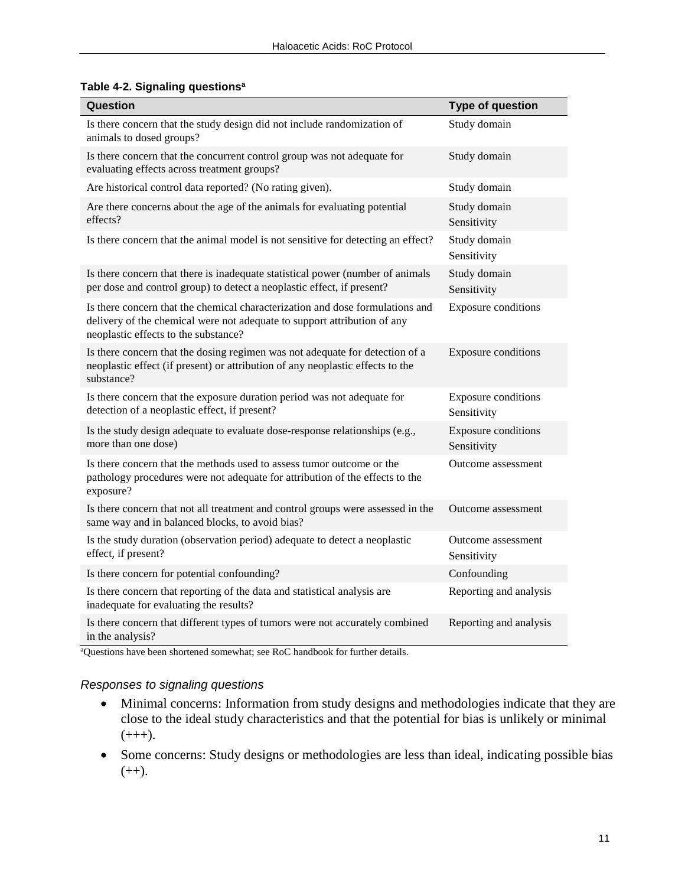**Table 4-2. Signaling questions[a]**

| Question | Type of question |
|---|---|
| Is there concern that the study design did not include randomization of animals to dosed groups? | Study domain |
| Is there concern that the concurrent control group was not adequate for evaluating effects across treatment groups? | Study domain |
| Are historical control data reported? (No rating given). | Study domain |
| Are there concerns about the age of the animals for evaluating potential effects? | Study domain<br>Sensitivity |
| Is there concern that the animal model is not sensitive for detecting an effect? | Study domain<br>Sensitivity |
| Is there concern that there is inadequate statistical power (number of animals per dose and control group) to detect a neoplastic effect, if present? | Study domain<br>Sensitivity |
| Is there concern that the chemical characterization and dose formulations and delivery of the chemical were not adequate to support attribution of any neoplastic effects to the substance? | Exposure conditions |
| Is there concern that the dosing regimen was not adequate for detection of a neoplastic effect (if present) or attribution of any neoplastic effects to the substance? | Exposure conditions |
| Is there concern that the exposure duration period was not adequate for detection of a neoplastic effect, if present? | Exposure conditions<br>Sensitivity |
| Is the study design adequate to evaluate dose-response relationships (e.g., more than one dose) | Exposure conditions<br>Sensitivity |
| Is there concern that the methods used to assess tumor outcome or the pathology procedures were not adequate for attribution of the effects to the exposure? | Outcome assessment |
| Is there concern that not all treatment and control groups were assessed in the same way and in balanced blocks, to avoid bias? | Outcome assessment |
| Is the study duration (observation period) adequate to detect a neoplastic effect, if present? | Outcome assessment<br>Sensitivity |
| Is there concern for potential confounding? | Confounding |
| Is there concern that reporting of the data and statistical analysis are inadequate for evaluating the results? | Reporting and analysis |
| Is there concern that different types of tumors were not accurately combined in the analysis? | Reporting and analysis |

[a]Questions have been shortened somewhat; see RoC handbook for further details.

*Responses to signaling questions*

- Minimal concerns: Information from study designs and methodologies indicate that they are close to the ideal study characteristics and that the potential for bias is unlikely or minimal (+++).
- Some concerns: Study designs or methodologies are less than ideal, indicating possible bias (++).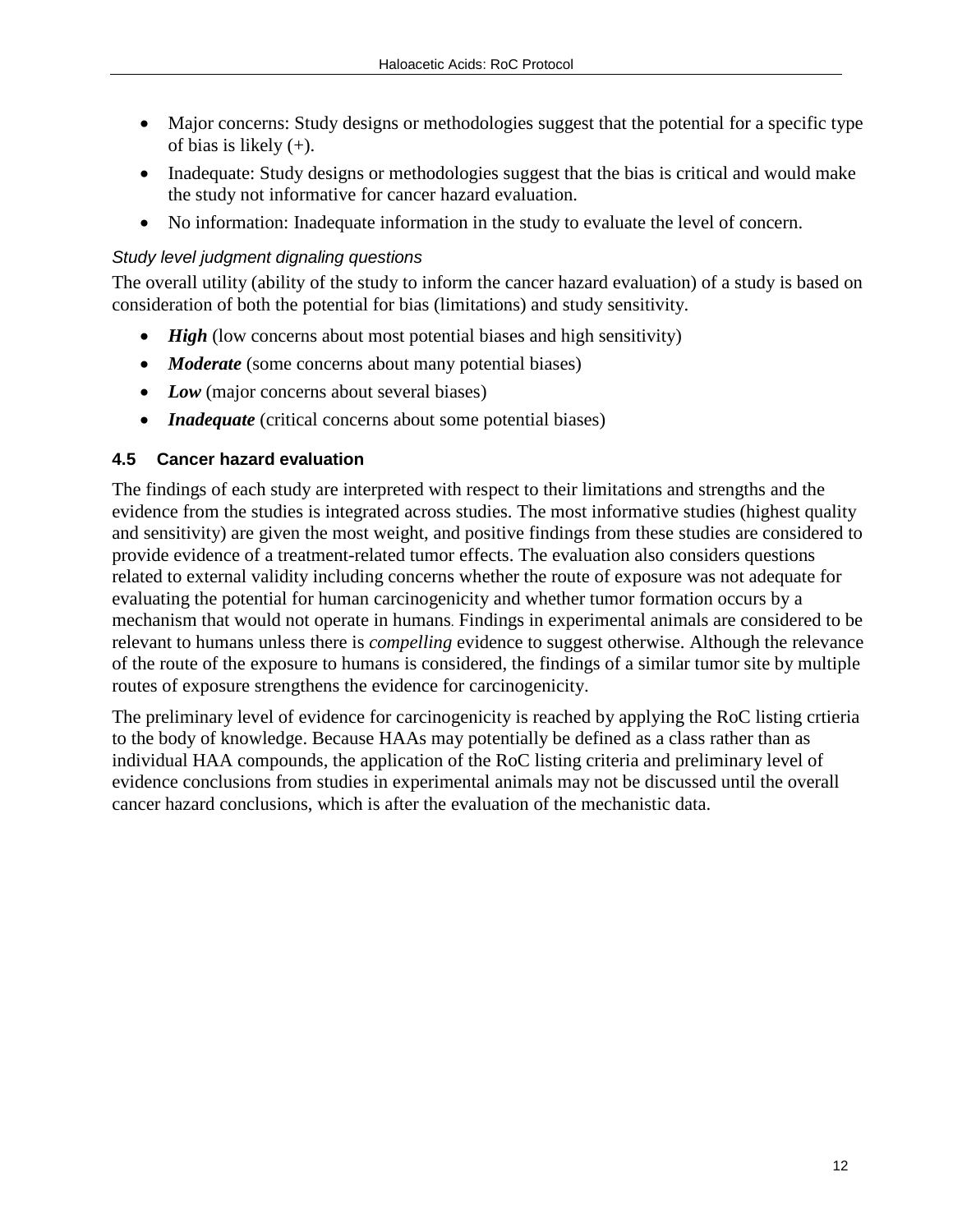- Major concerns: Study designs or methodologies suggest that the potential for a specific type of bias is likely (+).
- Inadequate: Study designs or methodologies suggest that the bias is critical and would make the study not informative for cancer hazard evaluation.
- No information: Inadequate information in the study to evaluate the level of concern.

*Study level judgment dignaling questions*

The overall utility (ability of the study to inform the cancer hazard evaluation) of a study is based on consideration of both the potential for bias (limitations) and study sensitivity.

- ***High*** (low concerns about most potential biases and high sensitivity)
- ***Moderate*** (some concerns about many potential biases)
- ***Low*** (major concerns about several biases)
- ***Inadequate*** (critical concerns about some potential biases)

### 4.5 Cancer hazard evaluation

The findings of each study are interpreted with respect to their limitations and strengths and the evidence from the studies is integrated across studies. The most informative studies (highest quality and sensitivity) are given the most weight, and positive findings from these studies are considered to provide evidence of a treatment-related tumor effects. The evaluation also considers questions related to external validity including concerns whether the route of exposure was not adequate for evaluating the potential for human carcinogenicity and whether tumor formation occurs by a mechanism that would not operate in humans. Findings in experimental animals are considered to be relevant to humans unless there is *compelling* evidence to suggest otherwise. Although the relevance of the route of the exposure to humans is considered, the findings of a similar tumor site by multiple routes of exposure strengthens the evidence for carcinogenicity.

The preliminary level of evidence for carcinogenicity is reached by applying the RoC listing crtieria to the body of knowledge. Because HAAs may potentially be defined as a class rather than as individual HAA compounds, the application of the RoC listing criteria and preliminary level of evidence conclusions from studies in experimental animals may not be discussed until the overall cancer hazard conclusions, which is after the evaluation of the mechanistic data.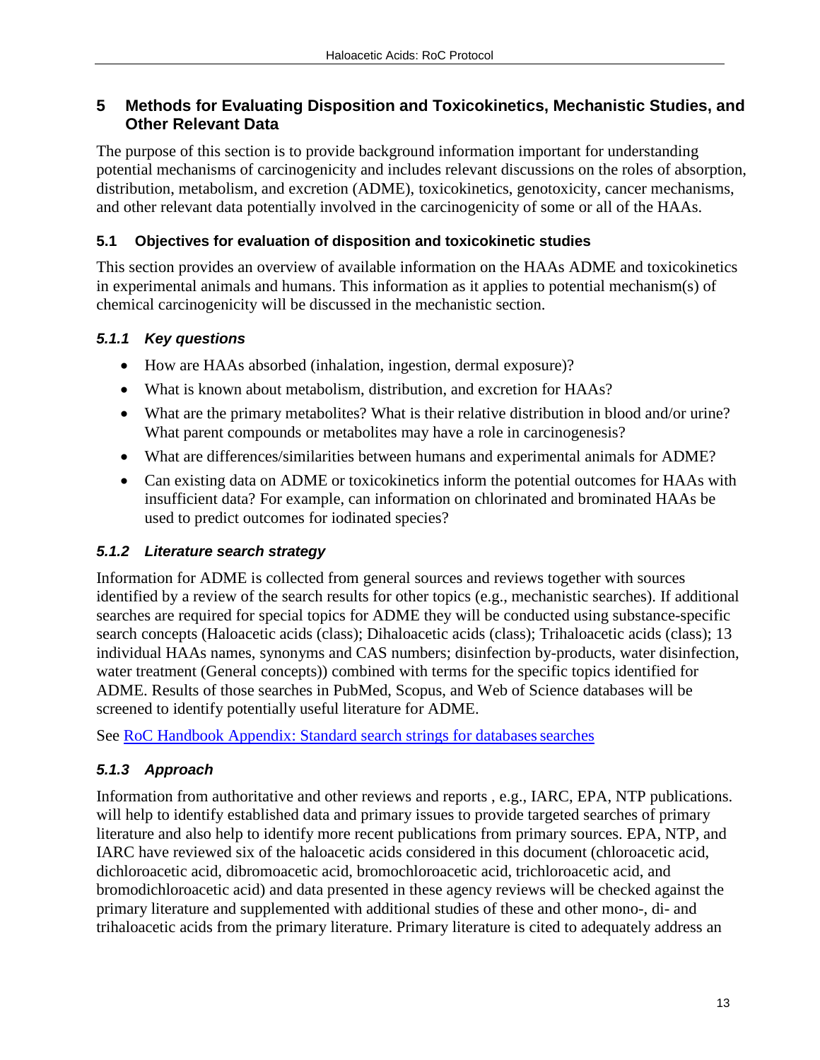# 5 Methods for Evaluating Disposition and Toxicokinetics, Mechanistic Studies, and Other Relevant Data

The purpose of this section is to provide background information important for understanding potential mechanisms of carcinogenicity and includes relevant discussions on the roles of absorption, distribution, metabolism, and excretion (ADME), toxicokinetics, genotoxicity, cancer mechanisms, and other relevant data potentially involved in the carcinogenicity of some or all of the HAAs.

## 5.1 Objectives for evaluation of disposition and toxicokinetic studies

This section provides an overview of available information on the HAAs ADME and toxicokinetics in experimental animals and humans. This information as it applies to potential mechanism(s) of chemical carcinogenicity will be discussed in the mechanistic section.

### *5.1.1 Key questions*

- How are HAAs absorbed (inhalation, ingestion, dermal exposure)?
- What is known about metabolism, distribution, and excretion for HAAs?
- What are the primary metabolites? What is their relative distribution in blood and/or urine? What parent compounds or metabolites may have a role in carcinogenesis?
- What are differences/similarities between humans and experimental animals for ADME?
- Can existing data on ADME or toxicokinetics inform the potential outcomes for HAAs with insufficient data? For example, can information on chlorinated and brominated HAAs be used to predict outcomes for iodinated species?

### *5.1.2 Literature search strategy*

Information for ADME is collected from general sources and reviews together with sources identified by a review of the search results for other topics (e.g., mechanistic searches). If additional searches are required for special topics for ADME they will be conducted using substance-specific search concepts (Haloacetic acids (class); Dihaloacetic acids (class); Trihaloacetic acids (class); 13 individual HAAs names, synonyms and CAS numbers; disinfection by-products, water disinfection, water treatment (General concepts)) combined with terms for the specific topics identified for ADME. Results of those searches in PubMed, Scopus, and Web of Science databases will be screened to identify potentially useful literature for ADME.

See RoC Handbook Appendix: Standard search strings for databases searches

### *5.1.3 Approach*

Information from authoritative and other reviews and reports , e.g., IARC, EPA, NTP publications. will help to identify established data and primary issues to provide targeted searches of primary literature and also help to identify more recent publications from primary sources. EPA, NTP, and IARC have reviewed six of the haloacetic acids considered in this document (chloroacetic acid, dichloroacetic acid, dibromoacetic acid, bromochloroacetic acid, trichloroacetic acid, and bromodichloroacetic acid) and data presented in these agency reviews will be checked against the primary literature and supplemented with additional studies of these and other mono-, di- and trihaloacetic acids from the primary literature. Primary literature is cited to adequately address an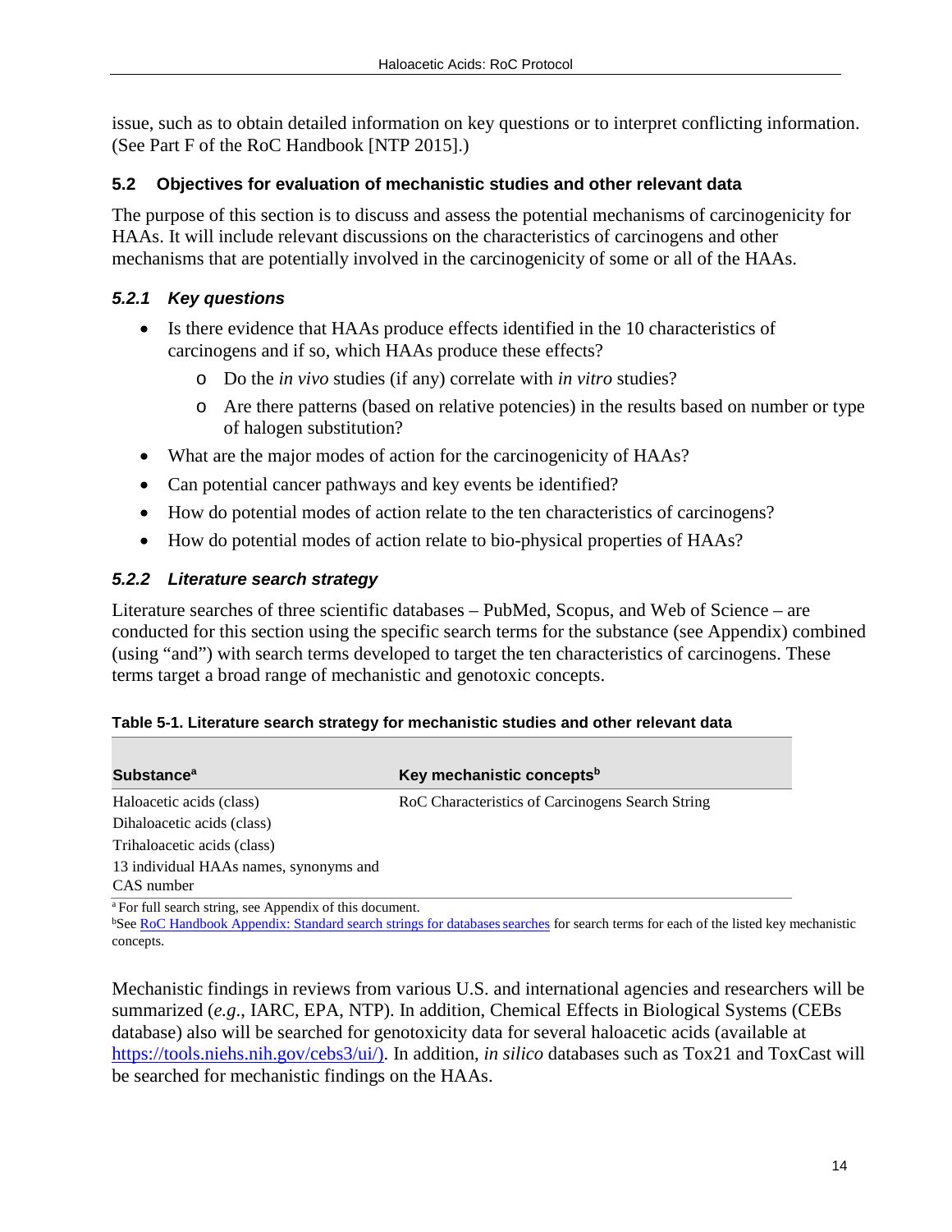issue, such as to obtain detailed information on key questions or to interpret conflicting information. (See Part F of the RoC Handbook [NTP 2015].)

## 5.2 Objectives for evaluation of mechanistic studies and other relevant data

The purpose of this section is to discuss and assess the potential mechanisms of carcinogenicity for HAAs. It will include relevant discussions on the characteristics of carcinogens and other mechanisms that are potentially involved in the carcinogenicity of some or all of the HAAs.

### *5.2.1 Key questions*

- Is there evidence that HAAs produce effects identified in the 10 characteristics of carcinogens and if so, which HAAs produce these effects?
  - Do the *in vivo* studies (if any) correlate with *in vitro* studies?
  - Are there patterns (based on relative potencies) in the results based on number or type of halogen substitution?
- What are the major modes of action for the carcinogenicity of HAAs?
- Can potential cancer pathways and key events be identified?
- How do potential modes of action relate to the ten characteristics of carcinogens?
- How do potential modes of action relate to bio-physical properties of HAAs?

### *5.2.2 Literature search strategy*

Literature searches of three scientific databases – PubMed, Scopus, and Web of Science – are conducted for this section using the specific search terms for the substance (see Appendix) combined (using "and") with search terms developed to target the ten characteristics of carcinogens. These terms target a broad range of mechanistic and genotoxic concepts.

**Table 5-1. Literature search strategy for mechanistic studies and other relevant data**

| Substance[a] | Key mechanistic concepts[b] |
|---|---|
| Haloacetic acids (class) | RoC Characteristics of Carcinogens Search String |
| Dihaloacetic acids (class) | |
| Trihaloacetic acids (class) | |
| 13 individual HAAs names, synonyms and CAS number | |

[a] For full search string, see Appendix of this document.
[b] See RoC Handbook Appendix: Standard search strings for databases searches for search terms for each of the listed key mechanistic concepts.

Mechanistic findings in reviews from various U.S. and international agencies and researchers will be summarized (*e.g.*, IARC, EPA, NTP). In addition, Chemical Effects in Biological Systems (CEBs database) also will be searched for genotoxicity data for several haloacetic acids (available at https://tools.niehs.nih.gov/cebs3/ui/). In addition, *in silico* databases such as Tox21 and ToxCast will be searched for mechanistic findings on the HAAs.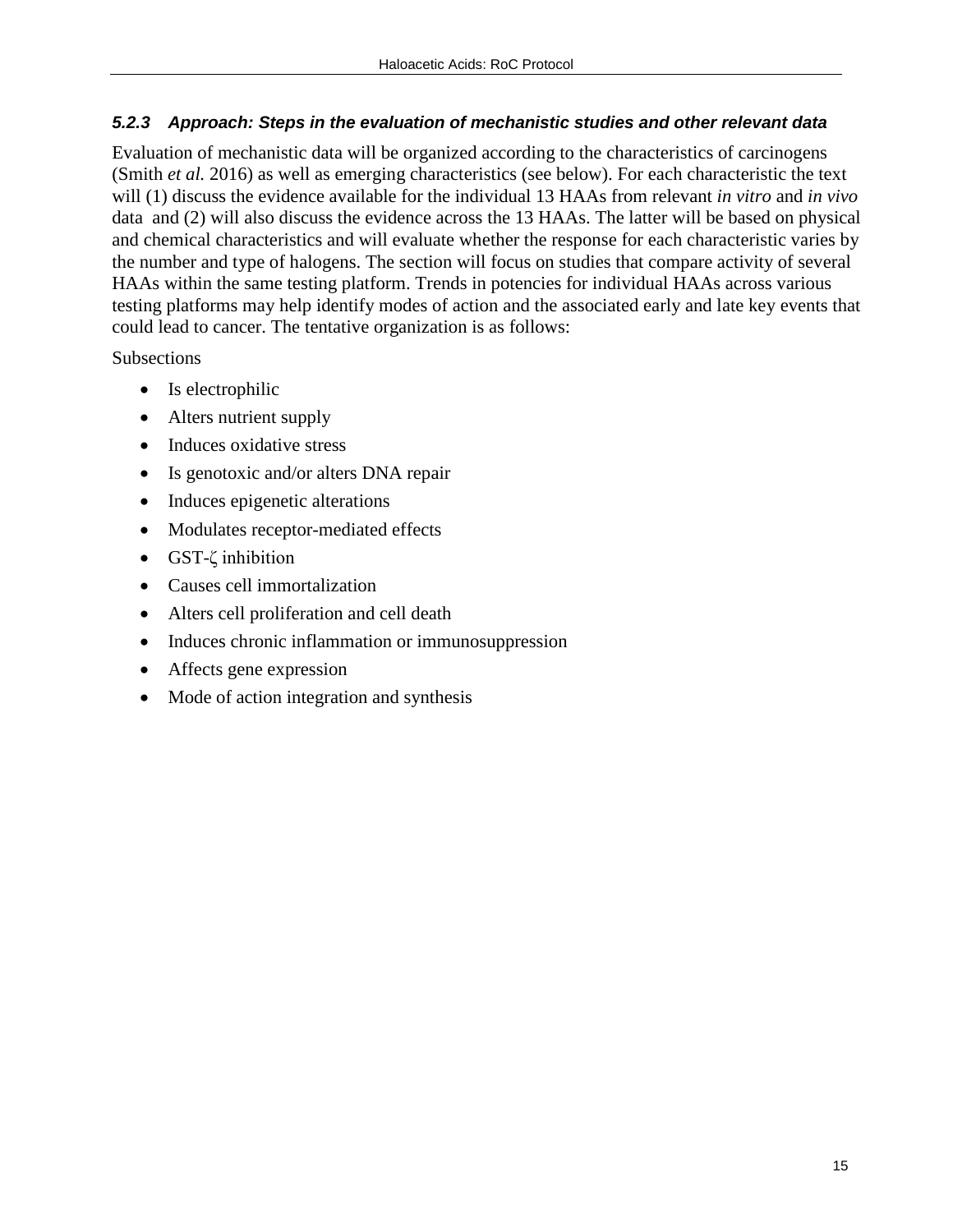### *5.2.3 Approach: Steps in the evaluation of mechanistic studies and other relevant data*

Evaluation of mechanistic data will be organized according to the characteristics of carcinogens (Smith *et al.* 2016) as well as emerging characteristics (see below). For each characteristic the text will (1) discuss the evidence available for the individual 13 HAAs from relevant *in vitro* and *in vivo* data and (2) will also discuss the evidence across the 13 HAAs. The latter will be based on physical and chemical characteristics and will evaluate whether the response for each characteristic varies by the number and type of halogens. The section will focus on studies that compare activity of several HAAs within the same testing platform. Trends in potencies for individual HAAs across various testing platforms may help identify modes of action and the associated early and late key events that could lead to cancer. The tentative organization is as follows:

Subsections

- Is electrophilic
- Alters nutrient supply
- Induces oxidative stress
- Is genotoxic and/or alters DNA repair
- Induces epigenetic alterations
- Modulates receptor-mediated effects
- GST-ζ inhibition
- Causes cell immortalization
- Alters cell proliferation and cell death
- Induces chronic inflammation or immunosuppression
- Affects gene expression
- Mode of action integration and synthesis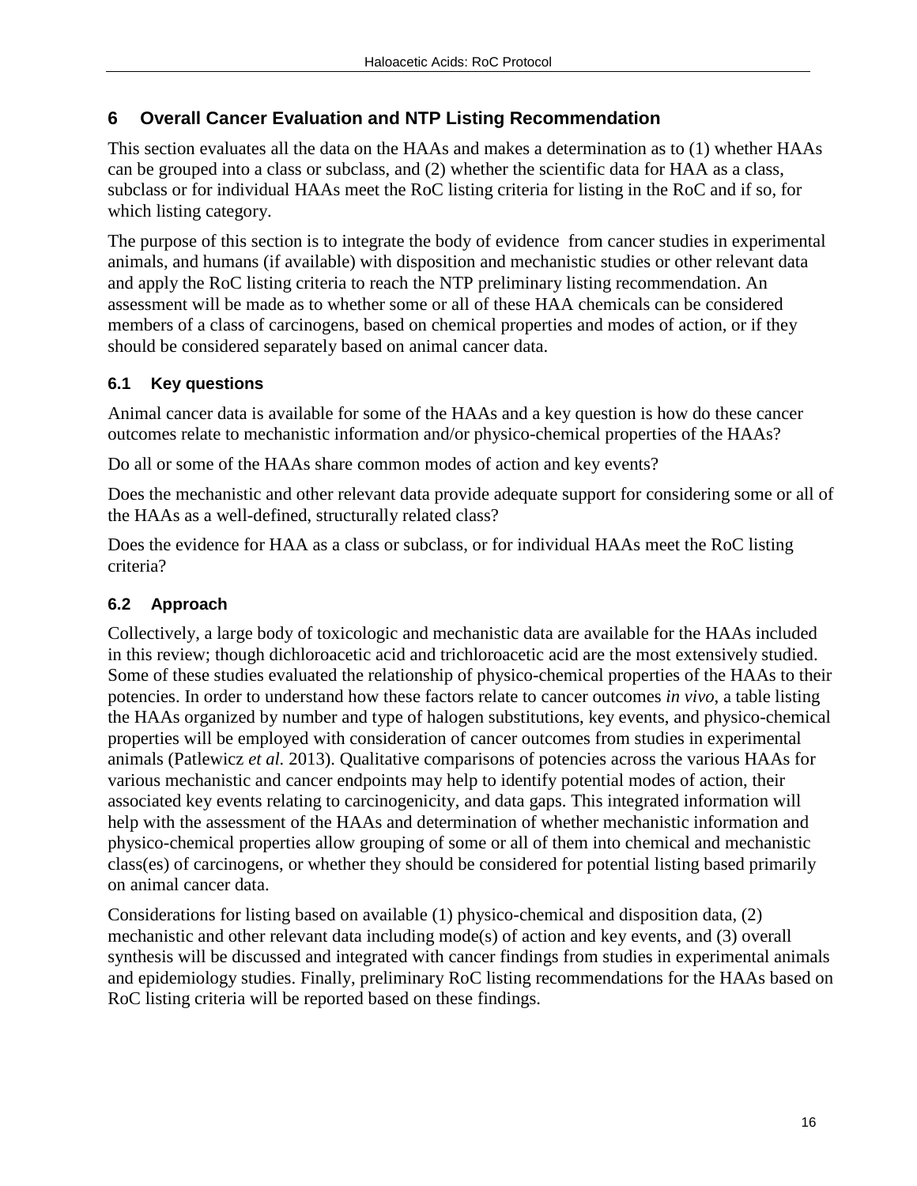# 6 Overall Cancer Evaluation and NTP Listing Recommendation

This section evaluates all the data on the HAAs and makes a determination as to (1) whether HAAs can be grouped into a class or subclass, and (2) whether the scientific data for HAA as a class, subclass or for individual HAAs meet the RoC listing criteria for listing in the RoC and if so, for which listing category.

The purpose of this section is to integrate the body of evidence from cancer studies in experimental animals, and humans (if available) with disposition and mechanistic studies or other relevant data and apply the RoC listing criteria to reach the NTP preliminary listing recommendation. An assessment will be made as to whether some or all of these HAA chemicals can be considered members of a class of carcinogens, based on chemical properties and modes of action, or if they should be considered separately based on animal cancer data.

## 6.1 Key questions

Animal cancer data is available for some of the HAAs and a key question is how do these cancer outcomes relate to mechanistic information and/or physico-chemical properties of the HAAs?

Do all or some of the HAAs share common modes of action and key events?

Does the mechanistic and other relevant data provide adequate support for considering some or all of the HAAs as a well-defined, structurally related class?

Does the evidence for HAA as a class or subclass, or for individual HAAs meet the RoC listing criteria?

## 6.2 Approach

Collectively, a large body of toxicologic and mechanistic data are available for the HAAs included in this review; though dichloroacetic acid and trichloroacetic acid are the most extensively studied. Some of these studies evaluated the relationship of physico-chemical properties of the HAAs to their potencies. In order to understand how these factors relate to cancer outcomes *in vivo*, a table listing the HAAs organized by number and type of halogen substitutions, key events, and physico-chemical properties will be employed with consideration of cancer outcomes from studies in experimental animals (Patlewicz *et al.* 2013). Qualitative comparisons of potencies across the various HAAs for various mechanistic and cancer endpoints may help to identify potential modes of action, their associated key events relating to carcinogenicity, and data gaps. This integrated information will help with the assessment of the HAAs and determination of whether mechanistic information and physico-chemical properties allow grouping of some or all of them into chemical and mechanistic class(es) of carcinogens, or whether they should be considered for potential listing based primarily on animal cancer data.

Considerations for listing based on available (1) physico-chemical and disposition data, (2) mechanistic and other relevant data including mode(s) of action and key events, and (3) overall synthesis will be discussed and integrated with cancer findings from studies in experimental animals and epidemiology studies. Finally, preliminary RoC listing recommendations for the HAAs based on RoC listing criteria will be reported based on these findings.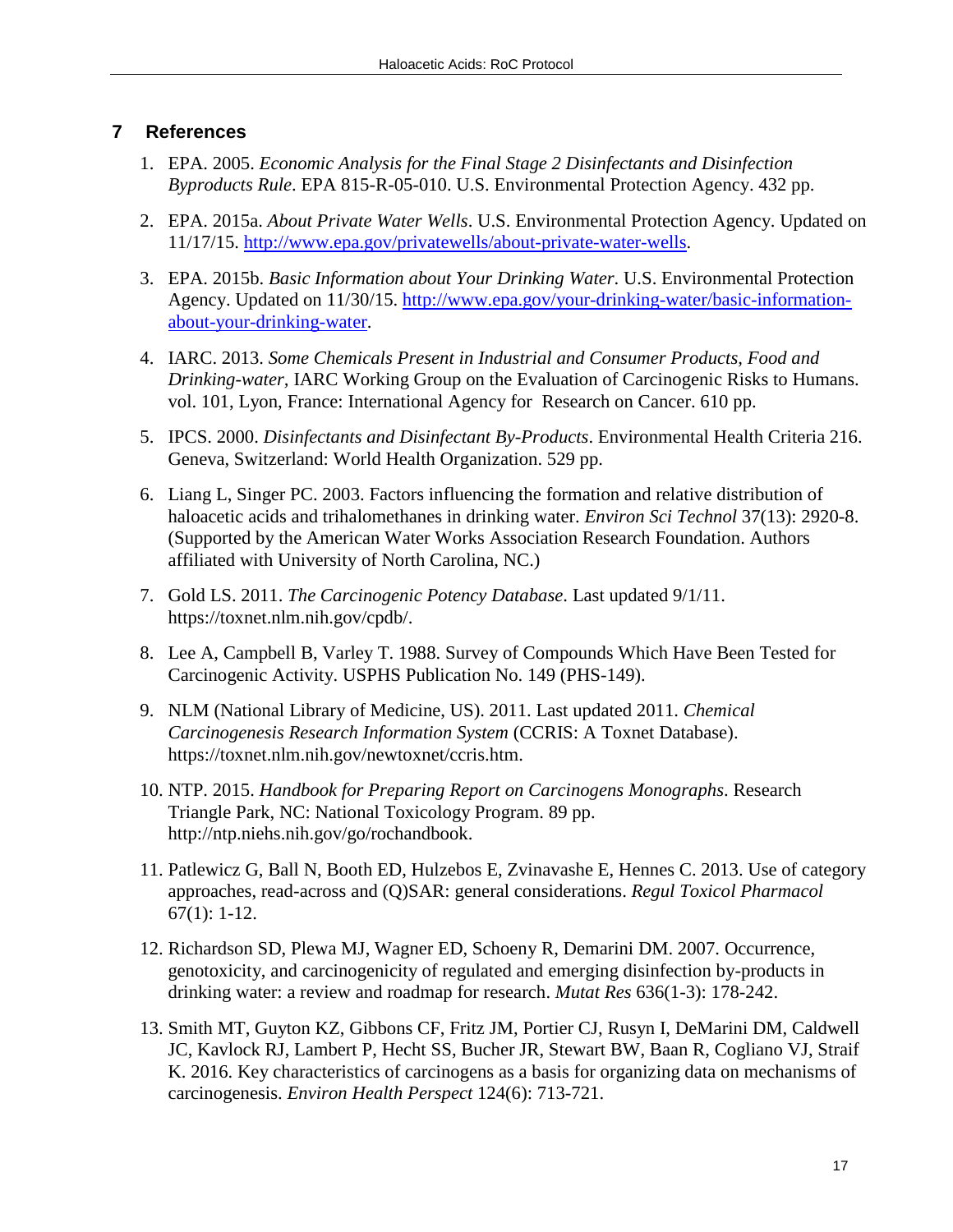## 7 References

1. EPA. 2005. *Economic Analysis for the Final Stage 2 Disinfectants and Disinfection Byproducts Rule*. EPA 815-R-05-010. U.S. Environmental Protection Agency. 432 pp.

2. EPA. 2015a. *About Private Water Wells*. U.S. Environmental Protection Agency. Updated on 11/17/15. http://www.epa.gov/privatewells/about-private-water-wells.

3. EPA. 2015b. *Basic Information about Your Drinking Water*. U.S. Environmental Protection Agency. Updated on 11/30/15. http://www.epa.gov/your-drinking-water/basic-information-about-your-drinking-water.

4. IARC. 2013. *Some Chemicals Present in Industrial and Consumer Products, Food and Drinking-water*, IARC Working Group on the Evaluation of Carcinogenic Risks to Humans. vol. 101, Lyon, France: International Agency for Research on Cancer. 610 pp.

5. IPCS. 2000. *Disinfectants and Disinfectant By-Products*. Environmental Health Criteria 216. Geneva, Switzerland: World Health Organization. 529 pp.

6. Liang L, Singer PC. 2003. Factors influencing the formation and relative distribution of haloacetic acids and trihalomethanes in drinking water. *Environ Sci Technol* 37(13): 2920-8. (Supported by the American Water Works Association Research Foundation. Authors affiliated with University of North Carolina, NC.)

7. Gold LS. 2011. *The Carcinogenic Potency Database*. Last updated 9/1/11. https://toxnet.nlm.nih.gov/cpdb/.

8. Lee A, Campbell B, Varley T. 1988. Survey of Compounds Which Have Been Tested for Carcinogenic Activity. USPHS Publication No. 149 (PHS-149).

9. NLM (National Library of Medicine, US). 2011. Last updated 2011. *Chemical Carcinogenesis Research Information System* (CCRIS: A Toxnet Database). https://toxnet.nlm.nih.gov/newtoxnet/ccris.htm.

10. NTP. 2015. *Handbook for Preparing Report on Carcinogens Monographs*. Research Triangle Park, NC: National Toxicology Program. 89 pp. http://ntp.niehs.nih.gov/go/rochandbook.

11. Patlewicz G, Ball N, Booth ED, Hulzebos E, Zvinavashe E, Hennes C. 2013. Use of category approaches, read-across and (Q)SAR: general considerations. *Regul Toxicol Pharmacol* 67(1): 1-12.

12. Richardson SD, Plewa MJ, Wagner ED, Schoeny R, Demarini DM. 2007. Occurrence, genotoxicity, and carcinogenicity of regulated and emerging disinfection by-products in drinking water: a review and roadmap for research. *Mutat Res* 636(1-3): 178-242.

13. Smith MT, Guyton KZ, Gibbons CF, Fritz JM, Portier CJ, Rusyn I, DeMarini DM, Caldwell JC, Kavlock RJ, Lambert P, Hecht SS, Bucher JR, Stewart BW, Baan R, Cogliano VJ, Straif K. 2016. Key characteristics of carcinogens as a basis for organizing data on mechanisms of carcinogenesis. *Environ Health Perspect* 124(6): 713-721.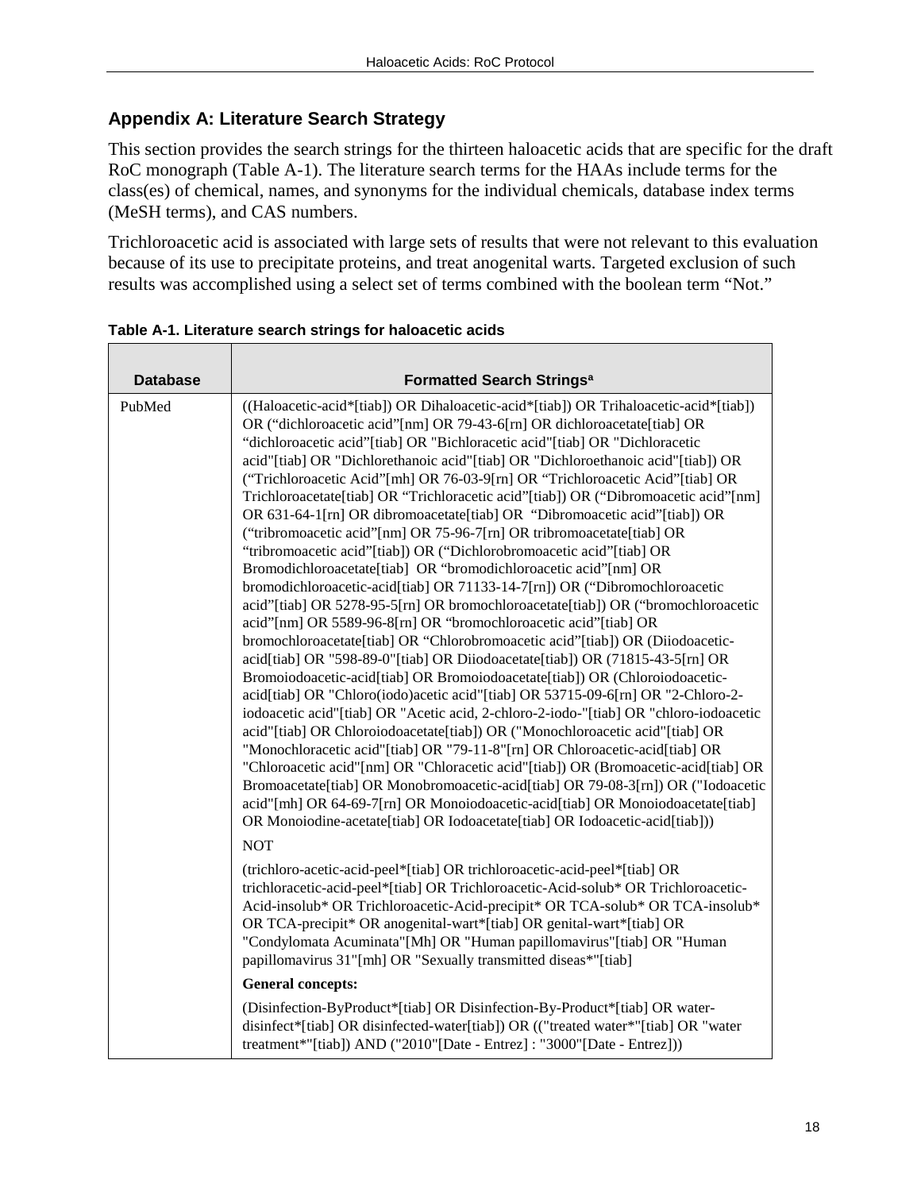## Appendix A: Literature Search Strategy

This section provides the search strings for the thirteen haloacetic acids that are specific for the draft RoC monograph (Table A-1). The literature search terms for the HAAs include terms for the class(es) of chemical, names, and synonyms for the individual chemicals, database index terms (MeSH terms), and CAS numbers.

Trichloroacetic acid is associated with large sets of results that were not relevant to this evaluation because of its use to precipitate proteins, and treat anogenital warts. Targeted exclusion of such results was accomplished using a select set of terms combined with the boolean term “Not.”

**Table A-1. Literature search strings for haloacetic acids**

| Database | Formatted Search Strings[a] |
|---|---|
| PubMed | ((Haloacetic-acid*[tiab]) OR Dihaloacetic-acid*[tiab]) OR Trihaloacetic-acid*[tiab]) OR (“dichloroacetic acid”[nm] OR 79-43-6[rn] OR dichloroacetate[tiab] OR “dichloroacetic acid”[tiab] OR "Bichloracetic acid"[tiab] OR "Dichloracetic acid"[tiab] OR "Dichlorethanoic acid"[tiab] OR "Dichloroethanoic acid"[tiab]) OR (“Trichloroacetic Acid”[mh] OR 76-03-9[rn] OR “Trichloroacetic Acid”[tiab] OR Trichloroacetate[tiab] OR “Trichloracetic acid”[tiab]) OR (“Dibromoacetic acid”[nm] OR 631-64-1[rn] OR dibromoacetate[tiab] OR “Dibromoacetic acid”[tiab]) OR (“tribromoacetic acid”[nm] OR 75-96-7[rn] OR tribromoacetate[tiab] OR “tribromoacetic acid”[tiab]) OR (“Dichlorobromoacetic acid”[tiab] OR Bromodichloroacetate[tiab] OR “bromodichloroacetic acid”[nm] OR bromodichloroacetic-acid[tiab] OR 71133-14-7[rn]) OR (“Dibromochloroacetic acid”[tiab] OR 5278-95-5[rn] OR bromochloroacetate[tiab]) OR (“bromochloroacetic acid”[nm] OR 5589-96-8[rn] OR “bromochloroacetic acid”[tiab] OR bromochloroacetate[tiab] OR “Chlorobromoacetic acid”[tiab]) OR (Diiodoacetic-acid[tiab] OR "598-89-0"[tiab] OR Diiodoacetate[tiab]) OR (71815-43-5[rn] OR Bromoiodoacetic-acid[tiab] OR Bromoiodoacetate[tiab]) OR (Chloroiodoacetic-acid[tiab] OR "Chloro(iodo)acetic acid"[tiab] OR 53715-09-6[rn] OR "2-Chloro-2-iodoacetic acid"[tiab] OR "Acetic acid, 2-chloro-2-iodo-"[tiab] OR "chloro-iodoacetic acid"[tiab] OR Chloroiodoacetate[tiab]) OR ("Monochloroacetic acid"[tiab] OR "Monochloracetic acid"[tiab] OR "79-11-8"[rn] OR Chloroacetic-acid[tiab] OR "Chloroacetic acid"[nm] OR "Chloracetic acid"[tiab]) OR (Bromoacetic-acid[tiab] OR Bromoacetate[tiab] OR Monobromoacetic-acid[tiab] OR 79-08-3[rn]) OR ("Iodoacetic acid"[mh] OR 64-69-7[rn] OR Monoiodoacetic-acid[tiab] OR Monoiodoacetate[tiab] OR Monoiodine-acetate[tiab] OR Iodoacetate[tiab] OR Iodoacetic-acid[tiab]))<br><br>NOT<br><br>(trichloro-acetic-acid-peel*[tiab] OR trichloroacetic-acid-peel*[tiab] OR trichloracetic-acid-peel*[tiab] OR Trichloroacetic-Acid-solub* OR Trichloroacetic-Acid-insolub* OR Trichloroacetic-Acid-precipit* OR TCA-solub* OR TCA-insolub* OR TCA-precipit* OR anogenital-wart*[tiab] OR genital-wart*[tiab] OR "Condylomata Acuminata"[Mh] OR "Human papillomavirus"[tiab] OR "Human papillomavirus 31"[mh] OR "Sexually transmitted diseas*"[tiab]<br><br>**General concepts:**<br><br>(Disinfection-ByProduct*[tiab] OR Disinfection-By-Product*[tiab] OR water-disinfect*[tiab] OR disinfected-water[tiab]) OR (("treated water*"[tiab] OR "water treatment*"[tiab]) AND ("2010"[Date - Entrez] : "3000"[Date - Entrez])) |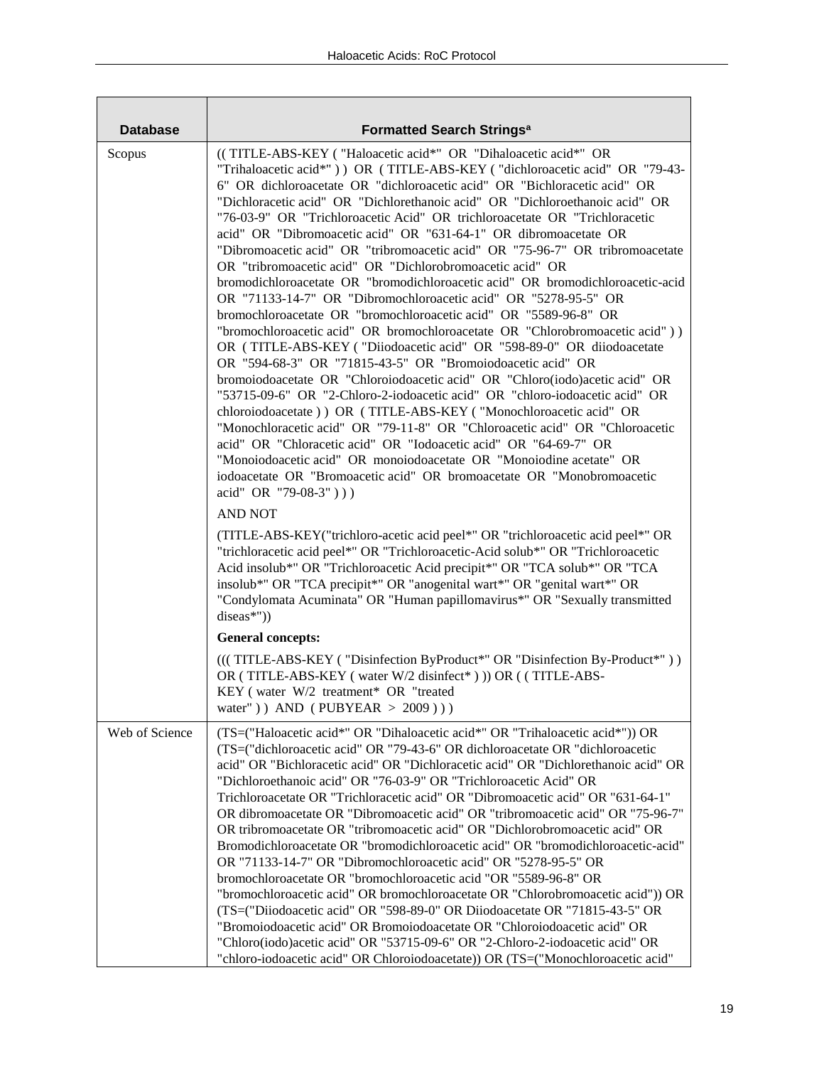| Database | Formatted Search Strings[a] |
|---|---|
| Scopus | (( TITLE-ABS-KEY ( "Haloacetic acid*" OR "Dihaloacetic acid*" OR "Trihaloacetic acid*" ) ) OR ( TITLE-ABS-KEY ( "dichloroacetic acid" OR "79-43-6" OR dichloroacetate OR "dichloroacetic acid" OR "Bichloracetic acid" OR "Dichloracetic acid" OR "Dichlorethanoic acid" OR "Dichloroethanoic acid" OR "76-03-9" OR "Trichloroacetic Acid" OR trichloroacetate OR "Trichloracetic acid" OR "Dibromoacetic acid" OR "631-64-1" OR dibromoacetate OR "Dibromoacetic acid" OR "tribromoacetic acid" OR "75-96-7" OR tribromoacetate OR "tribromoacetic acid" OR "Dichlorobromoacetic acid" OR bromodichloroacetate OR "bromodichloroacetic acid" OR bromodichloroacetic-acid OR "71133-14-7" OR "Dibromochloroacetic acid" OR "5278-95-5" OR bromochloroacetate OR "bromochloroacetic acid" OR "5589-96-8" OR "bromochloroacetic acid" OR bromochloroacetate OR "Chlorobromoacetic acid" ) ) OR ( TITLE-ABS-KEY ( "Diiodoacetic acid" OR "598-89-0" OR diiodoacetate OR "594-68-3" OR "71815-43-5" OR "Bromoiodoacetic acid" OR bromoiodoacetate OR "Chloroiodoacetic acid" OR "Chloro(iodo)acetic acid" OR "53715-09-6" OR "2-Chloro-2-iodoacetic acid" OR "chloro-iodoacetic acid" OR chloroiodoacetate ) ) OR ( TITLE-ABS-KEY ( "Monochloroacetic acid" OR "Monochloracetic acid" OR "79-11-8" OR "Chloroacetic acid" OR "Chloroacetic acid" OR "Chloracetic acid" OR "Iodoacetic acid" OR "64-69-7" OR "Monoiodoacetic acid" OR monoiodoacetate OR "Monoiodine acetate" OR iodoacetate OR "Bromoacetic acid" OR bromoacetate OR "Monobromoacetic acid" OR "79-08-3" ) ) )<br><br>AND NOT<br><br>(TITLE-ABS-KEY("trichloro-acetic acid peel*" OR "trichloroacetic acid peel*" OR "trichloracetic acid peel*" OR "Trichloroacetic-Acid solub*" OR "Trichloroacetic Acid insolub*" OR "Trichloroacetic Acid precipit*" OR "TCA solub*" OR "TCA insolub*" OR "TCA precipit*" OR "anogenital wart*" OR "genital wart*" OR "Condylomata Acuminata" OR "Human papillomavirus*" OR "Sexually transmitted diseas*"))<br><br>**General concepts:**<br><br>((( TITLE-ABS-KEY ( "Disinfection ByProduct*" OR "Disinfection By-Product*" ) ) OR ( TITLE-ABS-KEY ( water W/2 disinfect* ) )) OR ( ( TITLE-ABS-KEY ( water W/2 treatment* OR "treated water" ) ) AND ( PUBYEAR > 2009 ) ) ) |
| Web of Science | (TS=("Haloacetic acid*" OR "Dihaloacetic acid*" OR "Trihaloacetic acid*")) OR (TS=("dichloroacetic acid" OR "79-43-6" OR dichloroacetate OR "dichloroacetic acid" OR "Bichloracetic acid" OR "Dichloracetic acid" OR "Dichlorethanoic acid" OR "Dichloroethanoic acid" OR "76-03-9" OR "Trichloroacetic Acid" OR Trichloroacetate OR "Trichloracetic acid" OR "Dibromoacetic acid" OR "631-64-1" OR dibromoacetate OR "Dibromoacetic acid" OR "tribromoacetic acid" OR "75-96-7" OR tribromoacetate OR "tribromoacetic acid" OR "Dichlorobromoacetic acid" OR Bromodichloroacetate OR "bromodichloroacetic acid" OR "bromodichloroacetic-acid" OR "71133-14-7" OR "Dibromochloroacetic acid" OR "5278-95-5" OR bromochloroacetate OR "bromochloroacetic acid "OR "5589-96-8" OR "bromochloroacetic acid" OR bromochloroacetate OR "Chlorobromoacetic acid")) OR (TS=("Diiodoacetic acid" OR "598-89-0" OR Diiodoacetate OR "71815-43-5" OR "Bromoiodoacetic acid" OR Bromoiodoacetate OR "Chloroiodoacetic acid" OR "Chloro(iodo)acetic acid" OR "53715-09-6" OR "2-Chloro-2-iodoacetic acid" OR "chloro-iodoacetic acid" OR Chloroiodoacetate)) OR (TS=("Monochloroacetic acid" |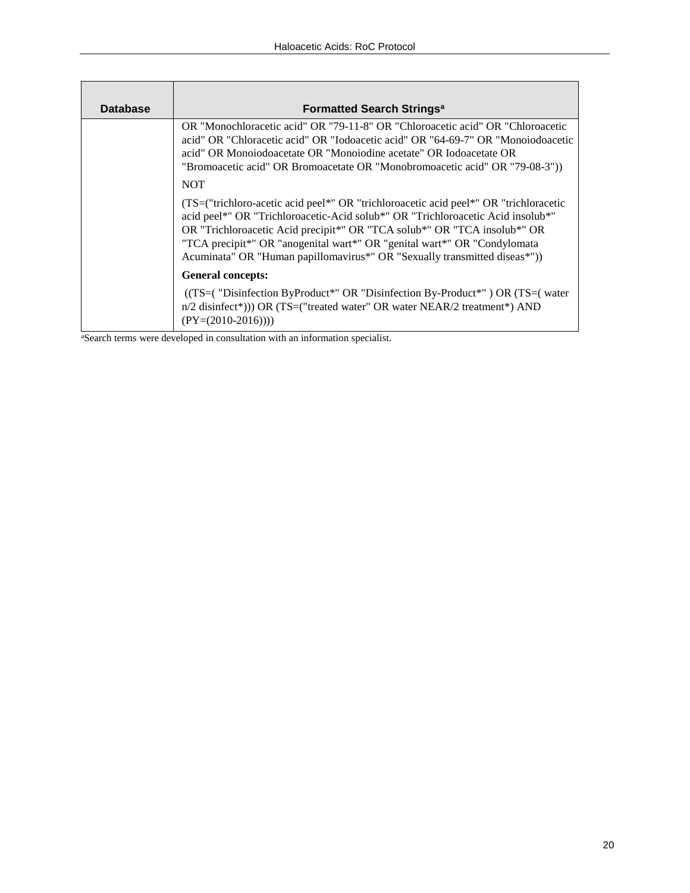| Database | Formatted Search Strings[a] |
|---|---|
| | OR "Monochloracetic acid" OR "79-11-8" OR "Chloroacetic acid" OR "Chloroacetic acid" OR "Chloracetic acid" OR "Iodoacetic acid" OR "64-69-7" OR "Monoiodoacetic acid" OR Monoiodoacetate OR "Monoiodine acetate" OR Iodoacetate OR "Bromoacetic acid" OR Bromoacetate OR "Monobromoacetic acid" OR "79-08-3")) <br><br> NOT <br><br> (TS=("trichloro-acetic acid peel*" OR "trichloroacetic acid peel*" OR "trichloracetic acid peel*" OR "Trichloroacetic-Acid solub*" OR "Trichloroacetic Acid insolub*" OR "Trichloroacetic Acid precipit*" OR "TCA solub*" OR "TCA insolub*" OR "TCA precipit*" OR "anogenital wart*" OR "genital wart*" OR "Condylomata Acuminata" OR "Human papillomavirus*" OR "Sexually transmitted diseas*")) <br><br> **General concepts:** <br><br> ((TS=( "Disinfection ByProduct*" OR "Disinfection By-Product*" ) OR (TS=( water n/2 disinfect*))) OR (TS=("treated water" OR water NEAR/2 treatment*) AND (PY=(2010-2016)))) |

[a]Search terms were developed in consultation with an information specialist.